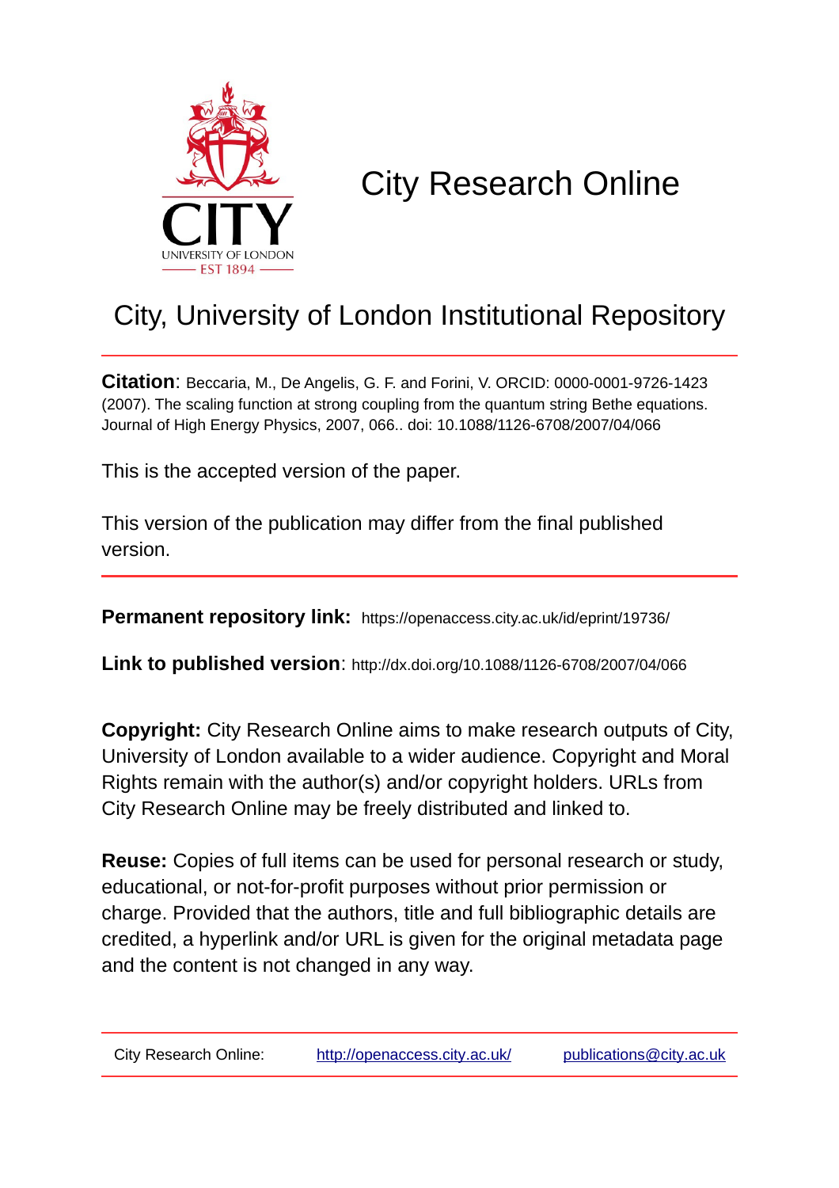# City Research Online

## City, University of London Institutional Repository

**Citation**: Beccaria, M., De Angelis, G. F. and Forini, V. ORCID: 0000-0001-9726-1423 (2007). The scaling function at strong coupling from the quantum string Bethe equations. Journal of High Energy Physics, 2007, 066.. doi: 10.1088/1126-6708/2007/04/066

This is the accepted version of the paper.

This version of the publication may differ from the final published version.

**Permanent repository link:** https://openaccess.city.ac.uk/id/eprint/19736/

**Link to published version**: http://dx.doi.org/10.1088/1126-6708/2007/04/066

**Copyright:** City Research Online aims to make research outputs of City, University of London available to a wider audience. Copyright and Moral Rights remain with the author(s) and/or copyright holders. URLs from City Research Online may be freely distributed and linked to.

**Reuse:** Copies of full items can be used for personal research or study, educational, or not-for-profit purposes without prior permission or charge. Provided that the authors, title and full bibliographic details are credited, a hyperlink and/or URL is given for the original metadata page and the content is not changed in any way.

City Research Online: http://openaccess.city.ac.uk/ publications@city.ac.uk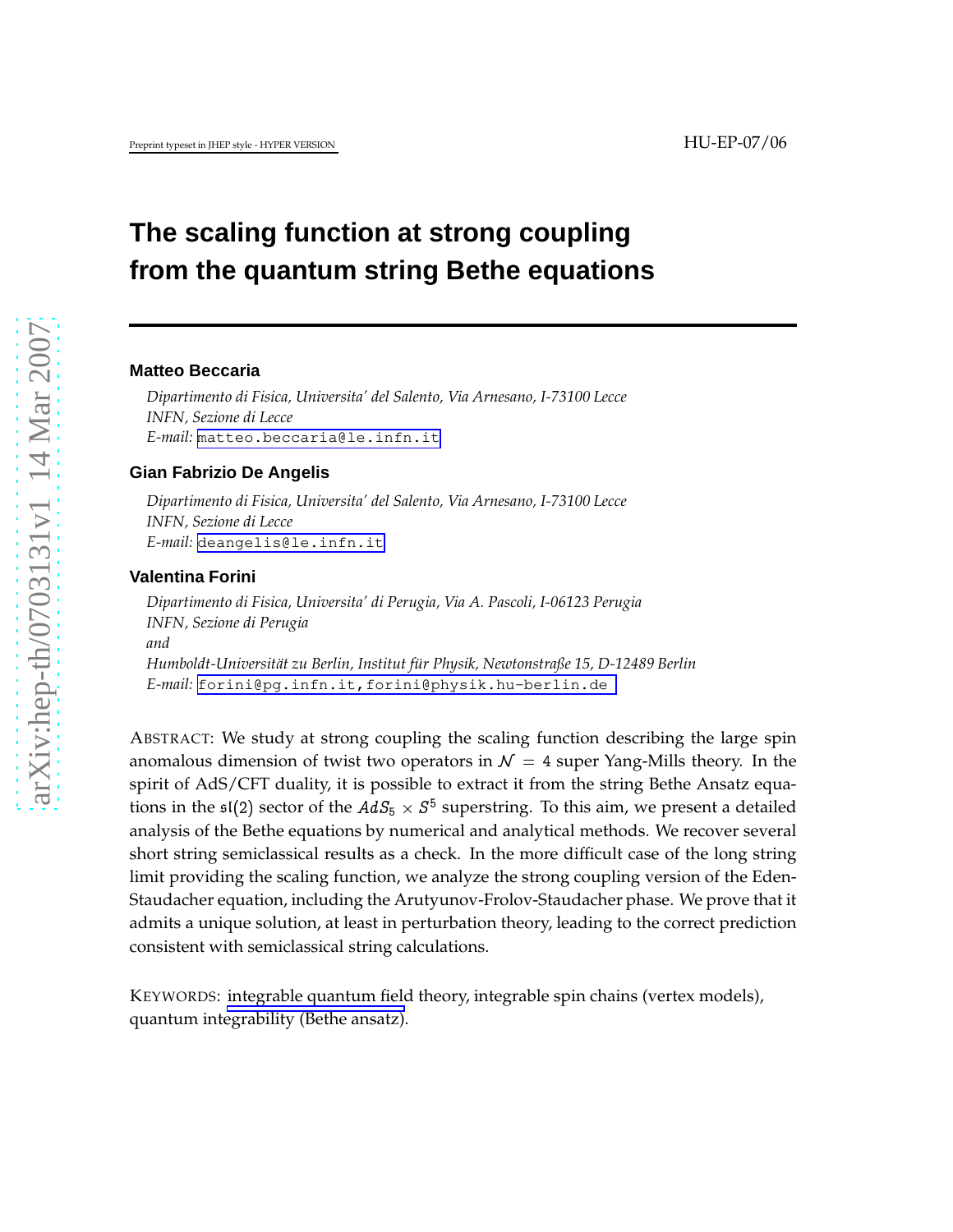# The scaling function at strong coupling from the quantum string Bethe equations

**Matteo Beccaria**

*Dipartimento di Fisica, Universita' del Salento, Via Arnesano, I-73100 Lecce*
*INFN, Sezione di Lecce*
*E-mail:* matteo.beccaria@le.infn.it

**Gian Fabrizio De Angelis**

*Dipartimento di Fisica, Universita' del Salento, Via Arnesano, I-73100 Lecce*
*INFN, Sezione di Lecce*
*E-mail:* deangelis@le.infn.it

**Valentina Forini**

*Dipartimento di Fisica, Universita' di Perugia, Via A. Pascoli, I-06123 Perugia*
*INFN, Sezione di Perugia*
*and*
*Humboldt-Universität zu Berlin, Institut für Physik, Newtonstraße 15, D-12489 Berlin*
*E-mail:* forini@pg.infn.it, forini@physik.hu-berlin.de

ABSTRACT: We study at strong coupling the scaling function describing the large spin anomalous dimension of twist two operators in $\mathcal{N} = 4$ super Yang-Mills theory. In the spirit of AdS/CFT duality, it is possible to extract it from the string Bethe Ansatz equations in the $\mathfrak{sl}(2)$ sector of the $AdS_5 \times S^5$ superstring. To this aim, we present a detailed analysis of the Bethe equations by numerical and analytical methods. We recover several short string semiclassical results as a check. In the more difficult case of the long string limit providing the scaling function, we analyze the strong coupling version of the Eden-Staudacher equation, including the Arutyunov-Frolov-Staudacher phase. We prove that it admits a unique solution, at least in perturbation theory, leading to the correct prediction consistent with semiclassical string calculations.

KEYWORDS: integrable quantum field theory, integrable spin chains (vertex models), quantum integrability (Bethe ansatz).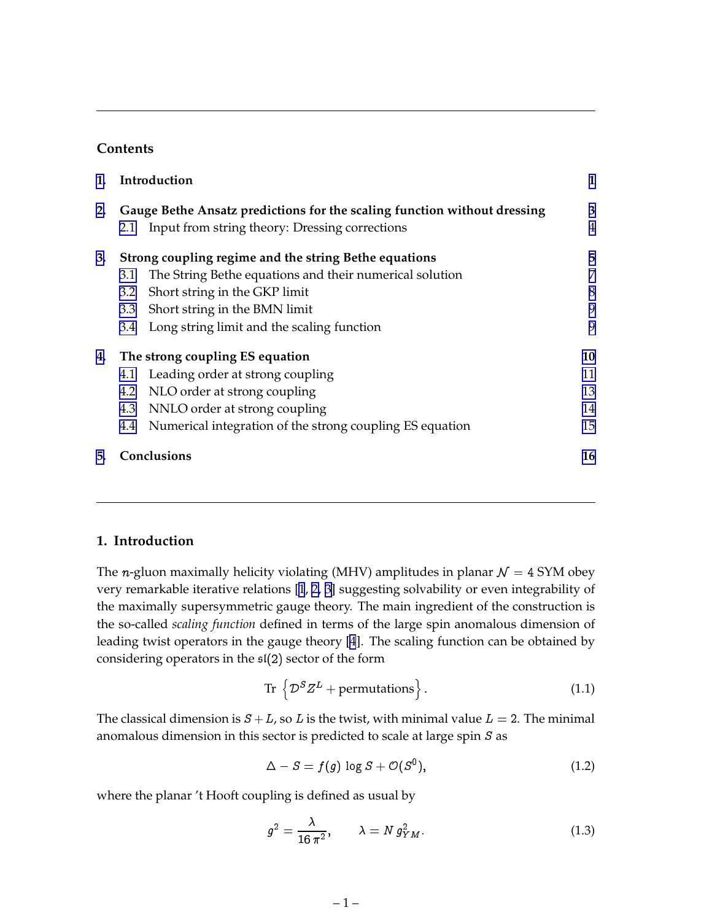## Contents

| | | |
|---|---|---|
| **1.** | **Introduction** | **1** |
| **2.** | **Gauge Bethe Ansatz predictions for the scaling function without dressing** | **3** |
| | 2.1 Input from string theory: Dressing corrections | 4 |
| **3.** | **Strong coupling regime and the string Bethe equations** | **5** |
| | 3.1 The String Bethe equations and their numerical solution | 7 |
| | 3.2 Short string in the GKP limit | 8 |
| | 3.3 Short string in the BMN limit | 9 |
| | 3.4 Long string limit and the scaling function | 9 |
| **4.** | **The strong coupling ES equation** | **10** |
| | 4.1 Leading order at strong coupling | 11 |
| | 4.2 NLO order at strong coupling | 13 |
| | 4.3 NNLO order at strong coupling | 14 |
| | 4.4 Numerical integration of the strong coupling ES equation | 15 |
| **5.** | **Conclusions** | **16** |

## 1. Introduction

The $n$-gluon maximally helicity violating (MHV) amplitudes in planar $\mathcal{N} = 4$ SYM obey very remarkable iterative relations [1, 2, 3] suggesting solvability or even integrability of the maximally supersymmetric gauge theory. The main ingredient of the construction is the so-called *scaling function* defined in terms of the large spin anomalous dimension of leading twist operators in the gauge theory [4]. The scaling function can be obtained by considering operators in the $\mathfrak{sl}(2)$ sector of the form

$$\text{Tr}\,\left\{\mathcal{D}^S Z^L + \text{permutations}\right\}. \tag{1.1}$$

The classical dimension is $S + L$, so $L$ is the twist, with minimal value $L = 2$. The minimal anomalous dimension in this sector is predicted to scale at large spin $S$ as

$$\Delta - S = f(g)\,\log S + \mathcal{O}(S^0), \tag{1.2}$$

where the planar 't Hooft coupling is defined as usual by

$$g^2 = \frac{\lambda}{16\,\pi^2}, \qquad \lambda = N\,g_{YM}^2. \tag{1.3}$$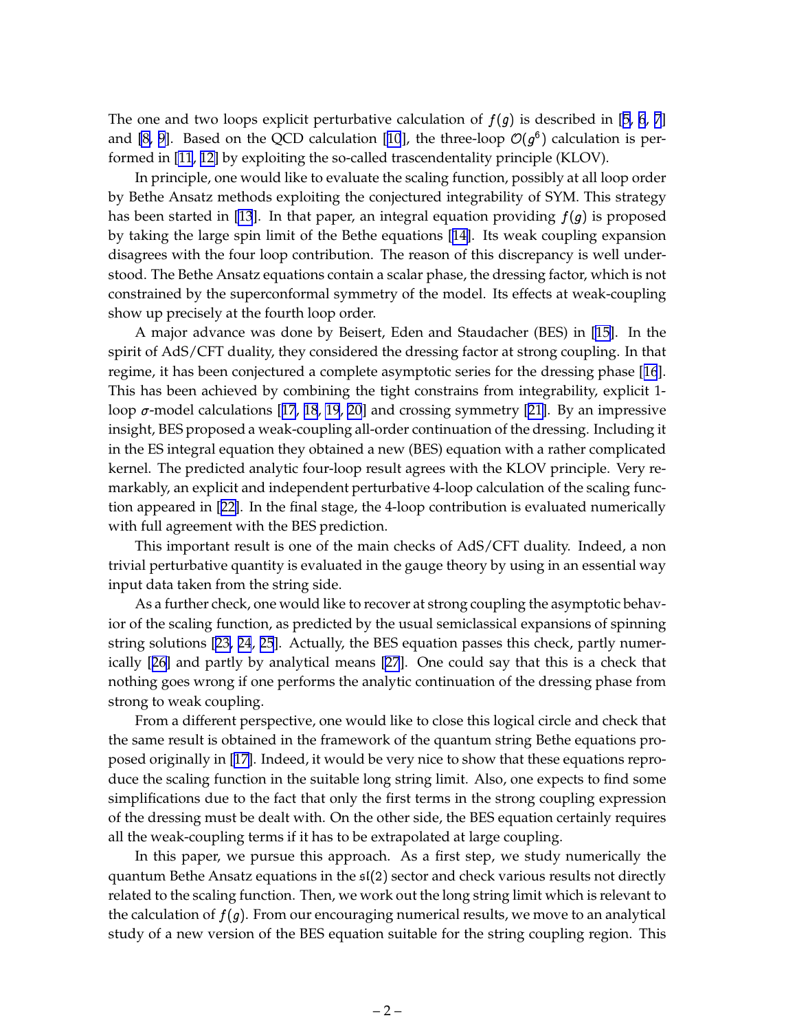The one and two loops explicit perturbative calculation of $f(g)$ is described in [5, 6, 7] and [8, 9]. Based on the QCD calculation [10], the three-loop $\mathcal{O}(g^6)$ calculation is performed in [11, 12] by exploiting the so-called trascendentality principle (KLOV).

In principle, one would like to evaluate the scaling function, possibly at all loop order by Bethe Ansatz methods exploiting the conjectured integrability of SYM. This strategy has been started in [13]. In that paper, an integral equation providing $f(g)$ is proposed by taking the large spin limit of the Bethe equations [14]. Its weak coupling expansion disagrees with the four loop contribution. The reason of this discrepancy is well understood. The Bethe Ansatz equations contain a scalar phase, the dressing factor, which is not constrained by the superconformal symmetry of the model. Its effects at weak-coupling show up precisely at the fourth loop order.

A major advance was done by Beisert, Eden and Staudacher (BES) in [15]. In the spirit of AdS/CFT duality, they considered the dressing factor at strong coupling. In that regime, it has been conjectured a complete asymptotic series for the dressing phase [16]. This has been achieved by combining the tight constrains from integrability, explicit 1-loop $\sigma$-model calculations [17, 18, 19, 20] and crossing symmetry [21]. By an impressive insight, BES proposed a weak-coupling all-order continuation of the dressing. Including it in the ES integral equation they obtained a new (BES) equation with a rather complicated kernel. The predicted analytic four-loop result agrees with the KLOV principle. Very remarkably, an explicit and independent perturbative 4-loop calculation of the scaling function appeared in [22]. In the final stage, the 4-loop contribution is evaluated numerically with full agreement with the BES prediction.

This important result is one of the main checks of AdS/CFT duality. Indeed, a non trivial perturbative quantity is evaluated in the gauge theory by using in an essential way input data taken from the string side.

As a further check, one would like to recover at strong coupling the asymptotic behavior of the scaling function, as predicted by the usual semiclassical expansions of spinning string solutions [23, 24, 25]. Actually, the BES equation passes this check, partly numerically [26] and partly by analytical means [27]. One could say that this is a check that nothing goes wrong if one performs the analytic continuation of the dressing phase from strong to weak coupling.

From a different perspective, one would like to close this logical circle and check that the same result is obtained in the framework of the quantum string Bethe equations proposed originally in [17]. Indeed, it would be very nice to show that these equations reproduce the scaling function in the suitable long string limit. Also, one expects to find some simplifications due to the fact that only the first terms in the strong coupling expression of the dressing must be dealt with. On the other side, the BES equation certainly requires all the weak-coupling terms if it has to be extrapolated at large coupling.

In this paper, we pursue this approach. As a first step, we study numerically the quantum Bethe Ansatz equations in the $\mathfrak{sl}(2)$ sector and check various results not directly related to the scaling function. Then, we work out the long string limit which is relevant to the calculation of $f(g)$. From our encouraging numerical results, we move to an analytical study of a new version of the BES equation suitable for the string coupling region. This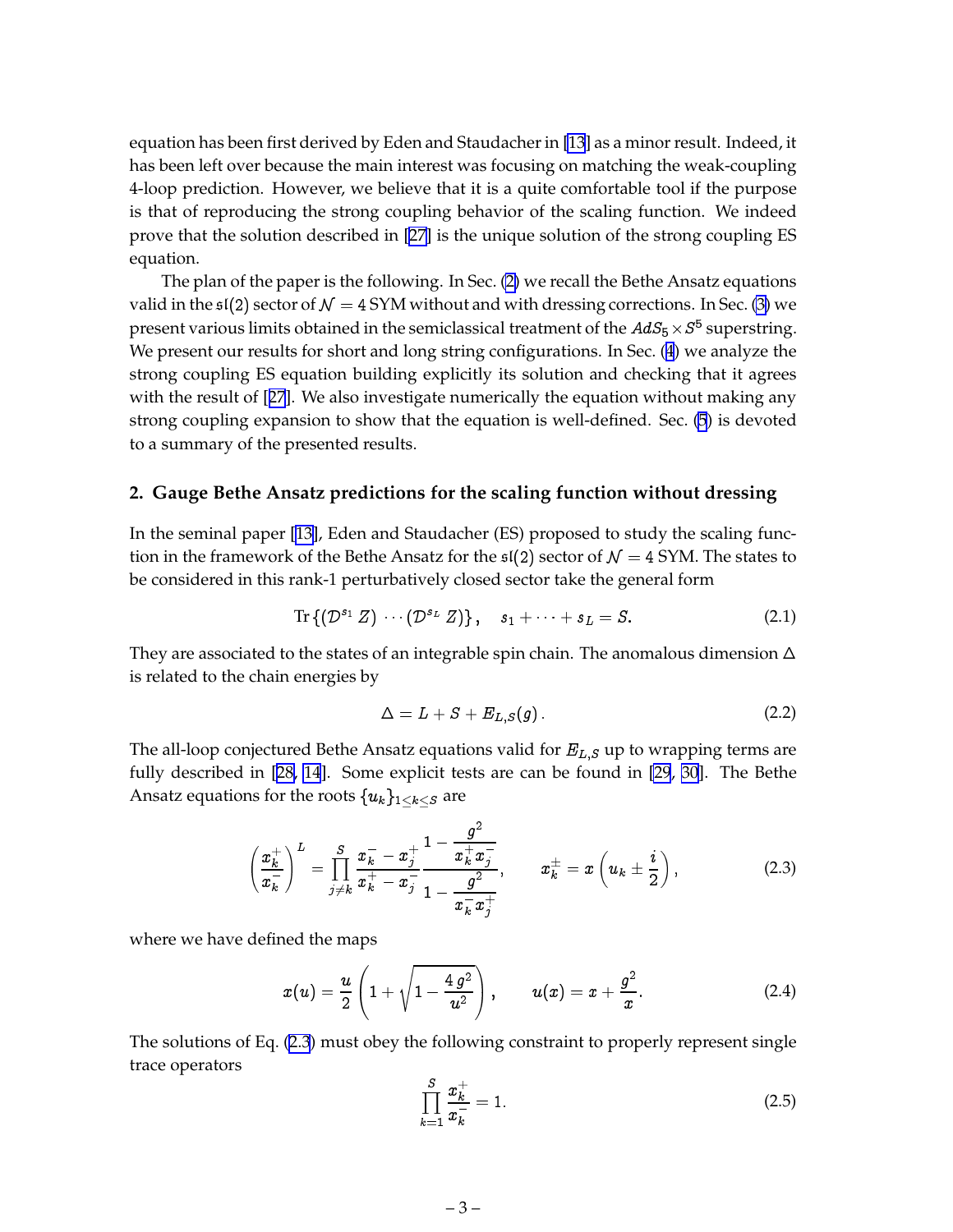equation has been first derived by Eden and Staudacher in [13] as a minor result. Indeed, it has been left over because the main interest was focusing on matching the weak-coupling 4-loop prediction. However, we believe that it is a quite comfortable tool if the purpose is that of reproducing the strong coupling behavior of the scaling function. We indeed prove that the solution described in [27] is the unique solution of the strong coupling ES equation.

The plan of the paper is the following. In Sec. (2) we recall the Bethe Ansatz equations valid in the $\mathfrak{sl}(2)$ sector of $\mathcal{N}=4$ SYM without and with dressing corrections. In Sec. (3) we present various limits obtained in the semiclassical treatment of the $AdS_5 \times S^5$ superstring. We present our results for short and long string configurations. In Sec. (4) we analyze the strong coupling ES equation building explicitly its solution and checking that it agrees with the result of [27]. We also investigate numerically the equation without making any strong coupling expansion to show that the equation is well-defined. Sec. (5) is devoted to a summary of the presented results.

## 2. Gauge Bethe Ansatz predictions for the scaling function without dressing

In the seminal paper [13], Eden and Staudacher (ES) proposed to study the scaling function in the framework of the Bethe Ansatz for the $\mathfrak{sl}(2)$ sector of $\mathcal{N}=4$ SYM. The states to be considered in this rank-1 perturbatively closed sector take the general form

$$\mathrm{Tr}\,\{(\mathcal{D}^{s_1}\,Z)\,\cdots(\mathcal{D}^{s_L}\,Z)\}\,,\quad s_1+\cdots+s_L=S. \tag{2.1}$$

They are associated to the states of an integrable spin chain. The anomalous dimension $\Delta$ is related to the chain energies by

$$\Delta = L + S + E_{L,S}(g)\,. \tag{2.2}$$

The all-loop conjectured Bethe Ansatz equations valid for $E_{L,S}$ up to wrapping terms are fully described in [28, 14]. Some explicit tests are can be found in [29, 30]. The Bethe Ansatz equations for the roots $\{u_k\}_{1\le k\le S}$ are

$$\left(\frac{x_k^+}{x_k^-}\right)^L = \prod_{j\neq k}^{S}\frac{x_k^- - x_j^+}{x_k^+ - x_j^-}\,\frac{1-\dfrac{g^2}{x_k^+x_j^-}}{1-\dfrac{g^2}{x_k^-x_j^+}},\qquad x_k^{\pm} = x\left(u_k \pm \frac{i}{2}\right), \tag{2.3}$$

where we have defined the maps

$$x(u) = \frac{u}{2}\left(1+\sqrt{1-\frac{4\,g^2}{u^2}}\right),\qquad u(x) = x+\frac{g^2}{x}. \tag{2.4}$$

The solutions of Eq. (2.3) must obey the following constraint to properly represent single trace operators

$$\prod_{k=1}^{S}\frac{x_k^+}{x_k^-} = 1. \tag{2.5}$$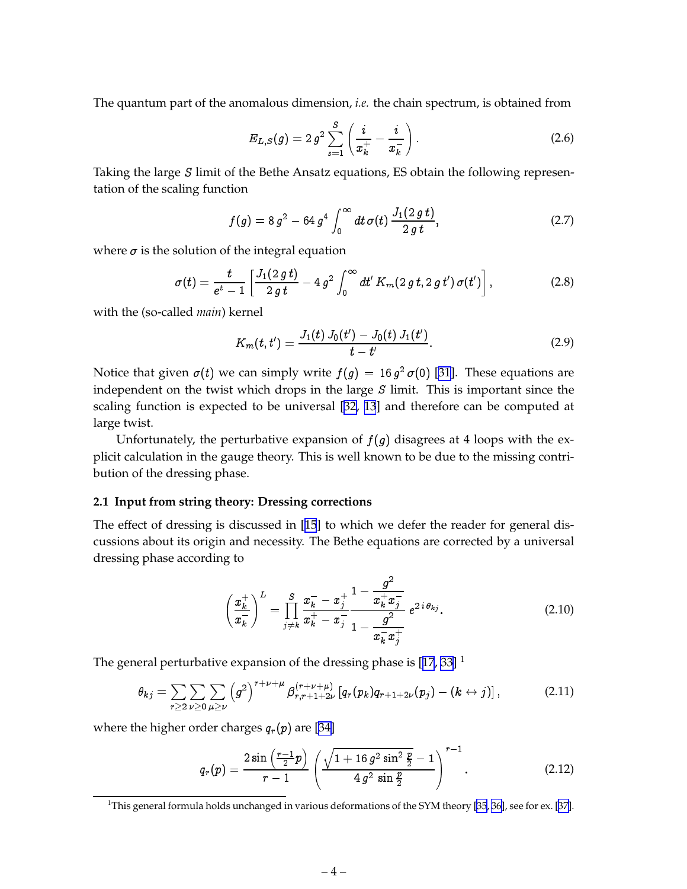The quantum part of the anomalous dimension, *i.e.* the chain spectrum, is obtained from

$$E_{L,S}(g) = 2\,g^2 \sum_{s=1}^{S} \left( \frac{i}{x_k^+} - \frac{i}{x_k^-} \right). \tag{2.6}$$

Taking the large $S$ limit of the Bethe Ansatz equations, ES obtain the following representation of the scaling function

$$f(g) = 8\,g^2 - 64\,g^4 \int_0^\infty dt\, \sigma(t)\, \frac{J_1(2\,g\,t)}{2\,g\,t}, \tag{2.7}$$

where $\sigma$ is the solution of the integral equation

$$\sigma(t) = \frac{t}{e^t - 1} \left[ \frac{J_1(2\,g\,t)}{2\,g\,t} - 4\,g^2 \int_0^\infty dt'\, K_m(2\,g\,t, 2\,g\,t')\, \sigma(t') \right], \tag{2.8}$$

with the (so-called *main*) kernel

$$K_m(t, t') = \frac{J_1(t)\, J_0(t') - J_0(t)\, J_1(t')}{t - t'}. \tag{2.9}$$

Notice that given $\sigma(t)$ we can simply write $f(g) = 16\,g^2\,\sigma(0)$ [31]. These equations are independent on the twist which drops in the large $S$ limit. This is important since the scaling function is expected to be universal [32, 13] and therefore can be computed at large twist.

Unfortunately, the perturbative expansion of $f(g)$ disagrees at 4 loops with the explicit calculation in the gauge theory. This is well known to be due to the missing contribution of the dressing phase.

### 2.1 Input from string theory: Dressing corrections

The effect of dressing is discussed in [15] to which we defer the reader for general discussions about its origin and necessity. The Bethe equations are corrected by a universal dressing phase according to

$$\left( \frac{x_k^+}{x_k^-} \right)^L = \prod_{j \neq k}^{S} \frac{x_k^- - x_j^+}{x_k^+ - x_j^-} \frac{1 - \dfrac{g^2}{x_k^+ x_j^-}}{1 - \dfrac{g^2}{x_k^- x_j^+}}\, e^{2\,i\,\theta_{kj}}. \tag{2.10}$$

The general perturbative expansion of the dressing phase is [17, 33] [1]

$$\theta_{kj} = \sum_{r \geq 2} \sum_{\nu \geq 0} \sum_{\mu \geq \nu} \left( g^2 \right)^{r + \nu + \mu} \beta_{r, r+1+2\nu}^{(r+\nu+\mu)} \left[ q_r(p_k) q_{r+1+2\nu}(p_j) - (k \leftrightarrow j) \right], \tag{2.11}$$

where the higher order charges $q_r(p)$ are [34]

$$q_r(p) = \frac{2 \sin\left( \frac{r-1}{2} p \right)}{r - 1} \left( \frac{\sqrt{1 + 16\,g^2 \sin^2 \frac{p}{2}} - 1}{4\,g^2\, \sin \frac{p}{2}} \right)^{r-1}. \tag{2.12}$$

[1] This general formula holds unchanged in various deformations of the SYM theory [35, 36], see for ex. [37].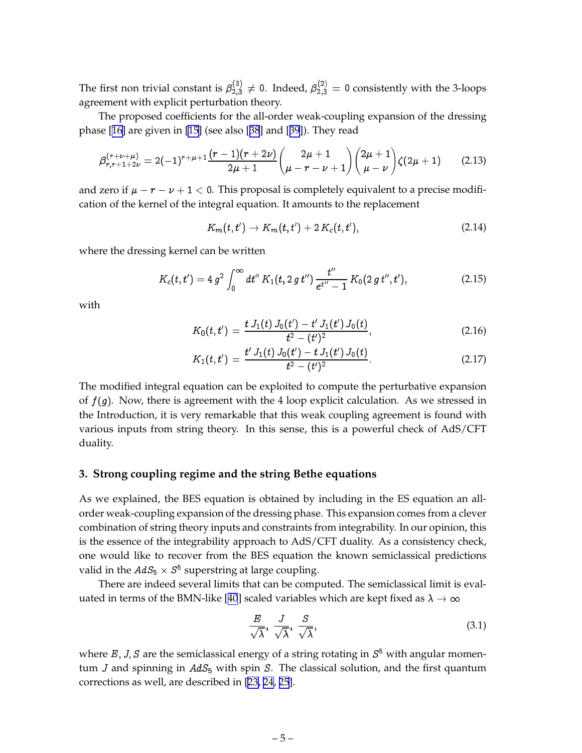The first non trivial constant is $\beta^{(3)}_{2,3} \neq 0$. Indeed, $\beta^{(2)}_{2,3} = 0$ consistently with the 3-loops agreement with explicit perturbation theory.

The proposed coefficients for the all-order weak-coupling expansion of the dressing phase [16] are given in [15] (see also [38] and [39]). They read

$$\beta^{(r+\nu+\mu)}_{r,r+1+2\nu} = 2(-1)^{r+\mu+1}\frac{(r-1)(r+2\nu)}{2\mu+1}\binom{2\mu+1}{\mu-r-\nu+1}\binom{2\mu+1}{\mu-\nu}\zeta(2\mu+1) \tag{2.13}$$

and zero if $\mu - r - \nu + 1 < 0$. This proposal is completely equivalent to a precise modification of the kernel of the integral equation. It amounts to the replacement

$$K_m(t,t') \to K_m(t,t') + 2\,K_c(t,t'), \tag{2.14}$$

where the dressing kernel can be written

$$K_c(t,t') = 4\,g^2\int_0^\infty dt''\,K_1(t,2\,g\,t'')\,\frac{t''}{e^{t''}-1}\,K_0(2\,g\,t'',t'), \tag{2.15}$$

with

$$K_0(t,t') = \frac{t\,J_1(t)\,J_0(t') - t'\,J_1(t')\,J_0(t)}{t^2-(t')^2}, \tag{2.16}$$

$$K_1(t,t') = \frac{t'\,J_1(t)\,J_0(t') - t\,J_1(t')\,J_0(t)}{t^2-(t')^2}. \tag{2.17}$$

The modified integral equation can be exploited to compute the perturbative expansion of $f(g)$. Now, there is agreement with the 4 loop explicit calculation. As we stressed in the Introduction, it is very remarkable that this weak coupling agreement is found with various inputs from string theory. In this sense, this is a powerful check of AdS/CFT duality.

## 3. Strong coupling regime and the string Bethe equations

As we explained, the BES equation is obtained by including in the ES equation an all-order weak-coupling expansion of the dressing phase. This expansion comes from a clever combination of string theory inputs and constraints from integrability. In our opinion, this is the essence of the integrability approach to AdS/CFT duality. As a consistency check, one would like to recover from the BES equation the known semiclassical predictions valid in the $AdS_5 \times S^5$ superstring at large coupling.

There are indeed several limits that can be computed. The semiclassical limit is evaluated in terms of the BMN-like [40] scaled variables which are kept fixed as $\lambda \to \infty$

$$\frac{E}{\sqrt{\lambda}},\ \frac{J}{\sqrt{\lambda}},\ \frac{S}{\sqrt{\lambda}}, \tag{3.1}$$

where $E, J, S$ are the semiclassical energy of a string rotating in $S^5$ with angular momentum $J$ and spinning in $AdS_5$ with spin $S$. The classical solution, and the first quantum corrections as well, are described in [23, 24, 25].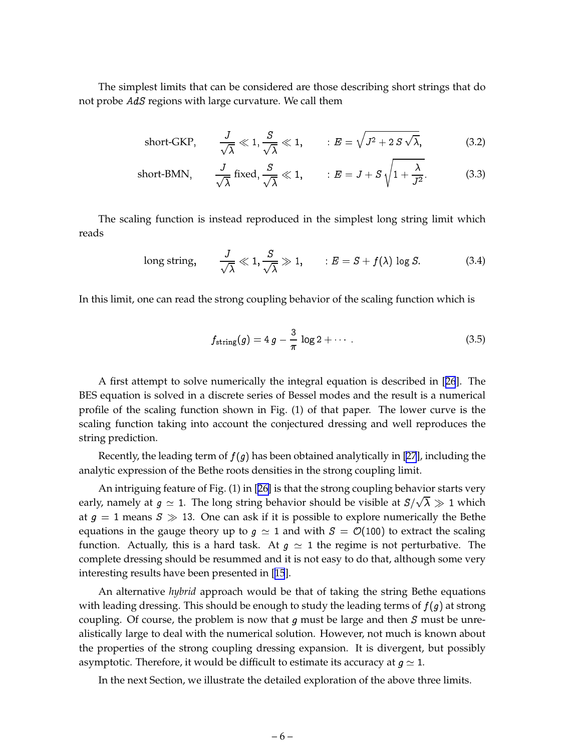The simplest limits that can be considered are those describing short strings that do not probe $AdS$ regions with large curvature. We call them

$$\text{short-GKP}, \qquad \frac{J}{\sqrt{\lambda}} \ll 1, \frac{S}{\sqrt{\lambda}} \ll 1, \qquad : E = \sqrt{J^2 + 2\,S\,\sqrt{\lambda}}, \tag{3.2}$$

$$\text{short-BMN}, \qquad \frac{J}{\sqrt{\lambda}}\ \text{fixed}, \frac{S}{\sqrt{\lambda}} \ll 1, \qquad : E = J + S\sqrt{1+\frac{\lambda}{J^2}}. \tag{3.3}$$

The scaling function is instead reproduced in the simplest long string limit which reads

$$\text{long string}, \qquad \frac{J}{\sqrt{\lambda}} \ll 1, \frac{S}{\sqrt{\lambda}} \gg 1, \qquad : E = S + f(\lambda)\, \log S. \tag{3.4}$$

In this limit, one can read the strong coupling behavior of the scaling function which is

$$f_{\text{string}}(g) = 4\,g - \frac{3}{\pi}\,\log 2 + \cdots\ . \tag{3.5}$$

A first attempt to solve numerically the integral equation is described in [26]. The BES equation is solved in a discrete series of Bessel modes and the result is a numerical profile of the scaling function shown in Fig. (1) of that paper. The lower curve is the scaling function taking into account the conjectured dressing and well reproduces the string prediction.

Recently, the leading term of $f(g)$ has been obtained analytically in [27], including the analytic expression of the Bethe roots densities in the strong coupling limit.

An intriguing feature of Fig. (1) in [26] is that the strong coupling behavior starts very early, namely at $g \simeq 1$. The long string behavior should be visible at $S/\sqrt{\lambda} \gg 1$ which at $g = 1$ means $S \gg 13$. One can ask if it is possible to explore numerically the Bethe equations in the gauge theory up to $g \simeq 1$ and with $S = \mathcal{O}(100)$ to extract the scaling function. Actually, this is a hard task. At $g \simeq 1$ the regime is not perturbative. The complete dressing should be resummed and it is not easy to do that, although some very interesting results have been presented in [15].

An alternative *hybrid* approach would be that of taking the string Bethe equations with leading dressing. This should be enough to study the leading terms of $f(g)$ at strong coupling. Of course, the problem is now that $g$ must be large and then $S$ must be unrealistically large to deal with the numerical solution. However, not much is known about the properties of the strong coupling dressing expansion. It is divergent, but possibly asymptotic. Therefore, it would be difficult to estimate its accuracy at $g \simeq 1$.

In the next Section, we illustrate the detailed exploration of the above three limits.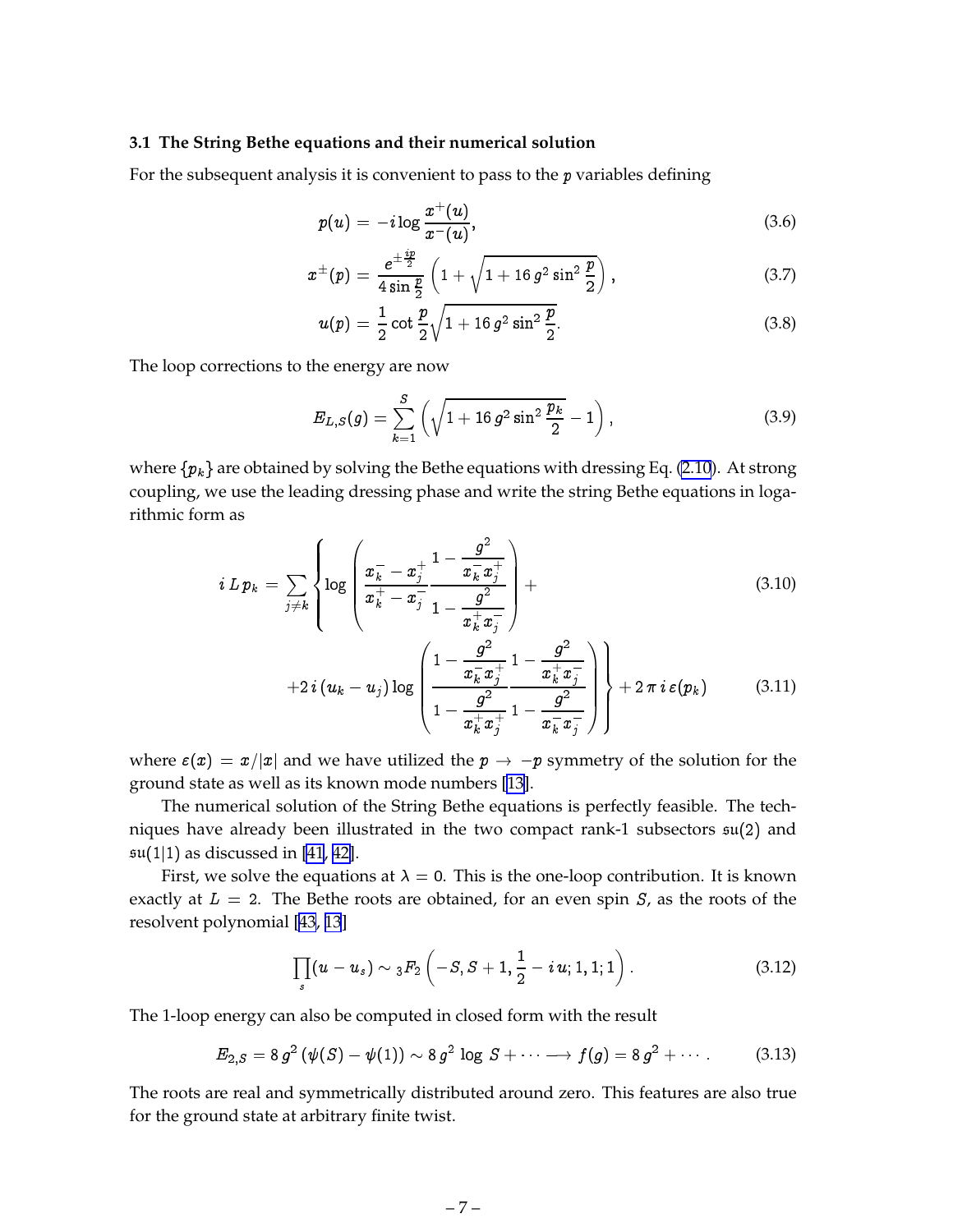### 3.1 The String Bethe equations and their numerical solution

For the subsequent analysis it is convenient to pass to the $p$ variables defining

$$
p(u) = -i \log \frac{x^+(u)}{x^-(u)}, \tag{3.6}
$$

$$
x^\pm(p) = \frac{e^{\pm \frac{ip}{2}}}{4 \sin \frac{p}{2}} \left( 1 + \sqrt{1 + 16\, g^2 \sin^2 \frac{p}{2}} \right), \tag{3.7}
$$

$$
u(p) = \frac{1}{2} \cot \frac{p}{2} \sqrt{1 + 16\, g^2 \sin^2 \frac{p}{2}}. \tag{3.8}
$$

The loop corrections to the energy are now

$$
E_{L,S}(g) = \sum_{k=1}^{S} \left( \sqrt{1 + 16\, g^2 \sin^2 \frac{p_k}{2}} - 1 \right), \tag{3.9}
$$

where $\{p_k\}$ are obtained by solving the Bethe equations with dressing Eq. (2.10). At strong coupling, we use the leading dressing phase and write the string Bethe equations in logarithmic form as

$$
i\, L\, p_k = \sum_{j \neq k} \Bigg\{ \log \left( \frac{x_k^- - x_j^+}{x_k^+ - x_j^-} \frac{1 - \dfrac{g^2}{x_k^- x_j^+}}{1 - \dfrac{g^2}{x_k^+ x_j^-}} \right) + \tag{3.10}
$$

$$
+ 2\, i\, (u_k - u_j) \log \left( \frac{1 - \dfrac{g^2}{x_k^- x_j^+}}{1 - \dfrac{g^2}{x_k^+ x_j^+}} \frac{1 - \dfrac{g^2}{x_k^+ x_j^-}}{1 - \dfrac{g^2}{x_k^- x_j^-}} \right) \Bigg\} + 2\, \pi\, i\, \varepsilon(p_k) \tag{3.11}
$$

where $\varepsilon(x) = x/|x|$ and we have utilized the $p \to -p$ symmetry of the solution for the ground state as well as its known mode numbers [13].

The numerical solution of the String Bethe equations is perfectly feasible. The techniques have already been illustrated in the two compact rank-1 subsectors $\mathfrak{su}(2)$ and $\mathfrak{su}(1|1)$ as discussed in [41, 42].

First, we solve the equations at $\lambda = 0$. This is the one-loop contribution. It is known exactly at $L = 2$. The Bethe roots are obtained, for an even spin $S$, as the roots of the resolvent polynomial [43, 13]

$$
\prod_s (u - u_s) \sim {}_3F_2 \left( -S, S+1, \frac{1}{2} - i\, u; 1, 1; 1 \right). \tag{3.12}
$$

The 1-loop energy can also be computed in closed form with the result

$$
E_{2,S} = 8\, g^2\, (\psi(S) - \psi(1)) \sim 8\, g^2 \log S + \cdots \longrightarrow f(g) = 8\, g^2 + \cdots. \tag{3.13}
$$

The roots are real and symmetrically distributed around zero. This features are also true for the ground state at arbitrary finite twist.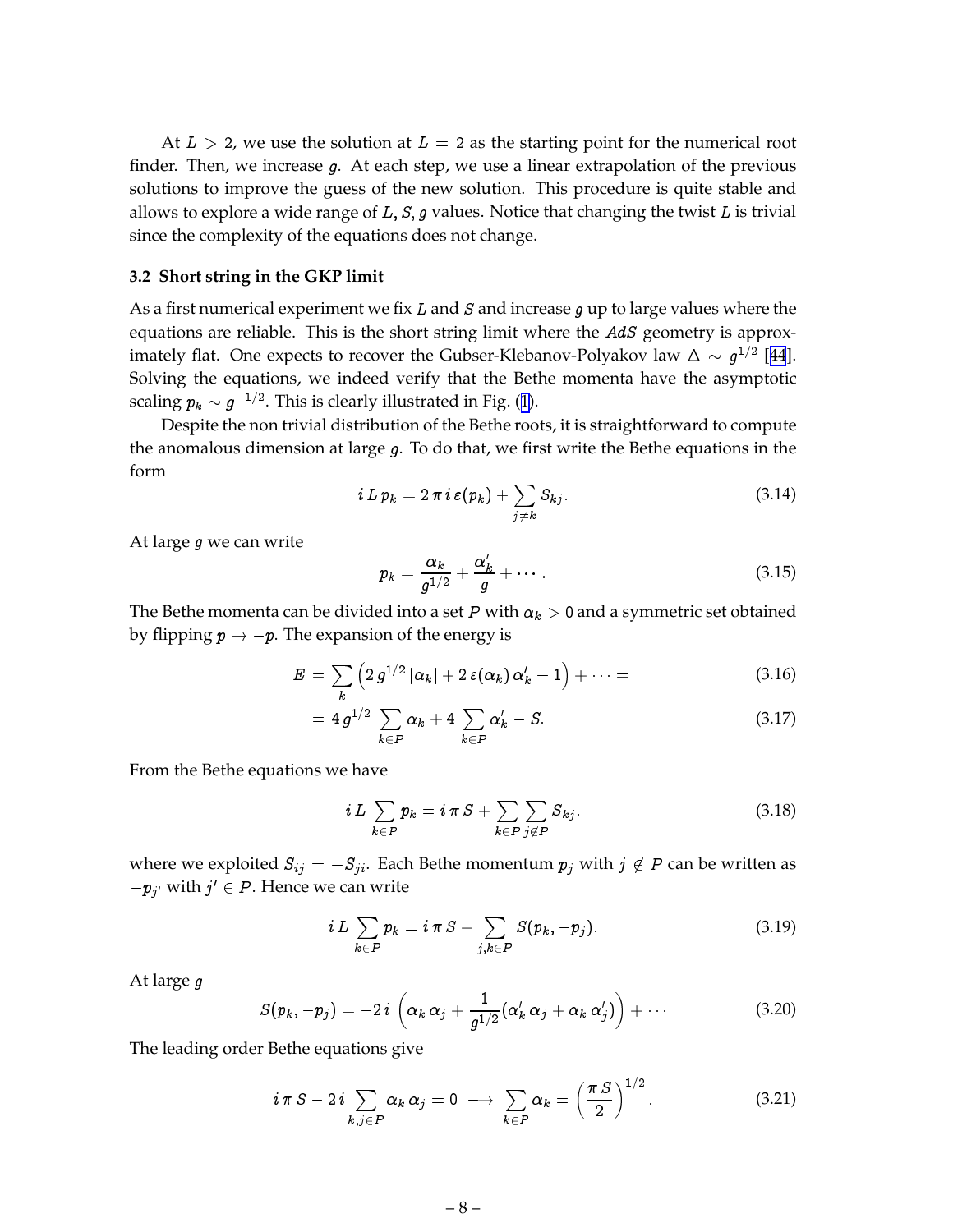At $L > 2$, we use the solution at $L = 2$ as the starting point for the numerical root finder. Then, we increase $g$. At each step, we use a linear extrapolation of the previous solutions to improve the guess of the new solution. This procedure is quite stable and allows to explore a wide range of $L, S, g$ values. Notice that changing the twist $L$ is trivial since the complexity of the equations does not change.

### 3.2 Short string in the GKP limit

As a first numerical experiment we fix $L$ and $S$ and increase $g$ up to large values where the equations are reliable. This is the short string limit where the $AdS$ geometry is approximately flat. One expects to recover the Gubser-Klebanov-Polyakov law $\Delta \sim g^{1/2}$ [44]. Solving the equations, we indeed verify that the Bethe momenta have the asymptotic scaling $p_k \sim g^{-1/2}$. This is clearly illustrated in Fig. (1).

Despite the non trivial distribution of the Bethe roots, it is straightforward to compute the anomalous dimension at large $g$. To do that, we first write the Bethe equations in the form

$$i\, L\, p_k = 2\,\pi\, i\, \varepsilon(p_k) + \sum_{j\neq k} S_{kj}. \tag{3.14}$$

At large $g$ we can write

$$p_k = \frac{\alpha_k}{g^{1/2}} + \frac{\alpha_k'}{g} + \cdots . \tag{3.15}$$

The Bethe momenta can be divided into a set $P$ with $\alpha_k > 0$ and a symmetric set obtained by flipping $p \to -p$. The expansion of the energy is

$$E = \sum_k \left(2\, g^{1/2}\, |\alpha_k| + 2\, \varepsilon(\alpha_k)\, \alpha_k' - 1\right) + \cdots = \tag{3.16}$$

$$= 4\, g^{1/2} \sum_{k\in P} \alpha_k + 4 \sum_{k\in P} \alpha_k' - S. \tag{3.17}$$

From the Bethe equations we have

$$i\, L \sum_{k\in P} p_k = i\, \pi\, S + \sum_{k\in P}\sum_{j\notin P} S_{kj}. \tag{3.18}$$

where we exploited $S_{ij} = -S_{ji}$. Each Bethe momentum $p_j$ with $j \notin P$ can be written as $-p_{j'}$ with $j' \in P$. Hence we can write

$$i\, L \sum_{k\in P} p_k = i\, \pi\, S + \sum_{j,k\in P} S(p_k, -p_j). \tag{3.19}$$

At large $g$

$$S(p_k, -p_j) = -2\, i\, \left(\alpha_k\, \alpha_j + \frac{1}{g^{1/2}}(\alpha_k'\, \alpha_j + \alpha_k\, \alpha_j')\right) + \cdots \tag{3.20}$$

The leading order Bethe equations give

$$i\, \pi\, S - 2\, i \sum_{k,j\in P} \alpha_k\, \alpha_j = 0 \;\longrightarrow\; \sum_{k\in P} \alpha_k = \left(\frac{\pi\, S}{2}\right)^{1/2}. \tag{3.21}$$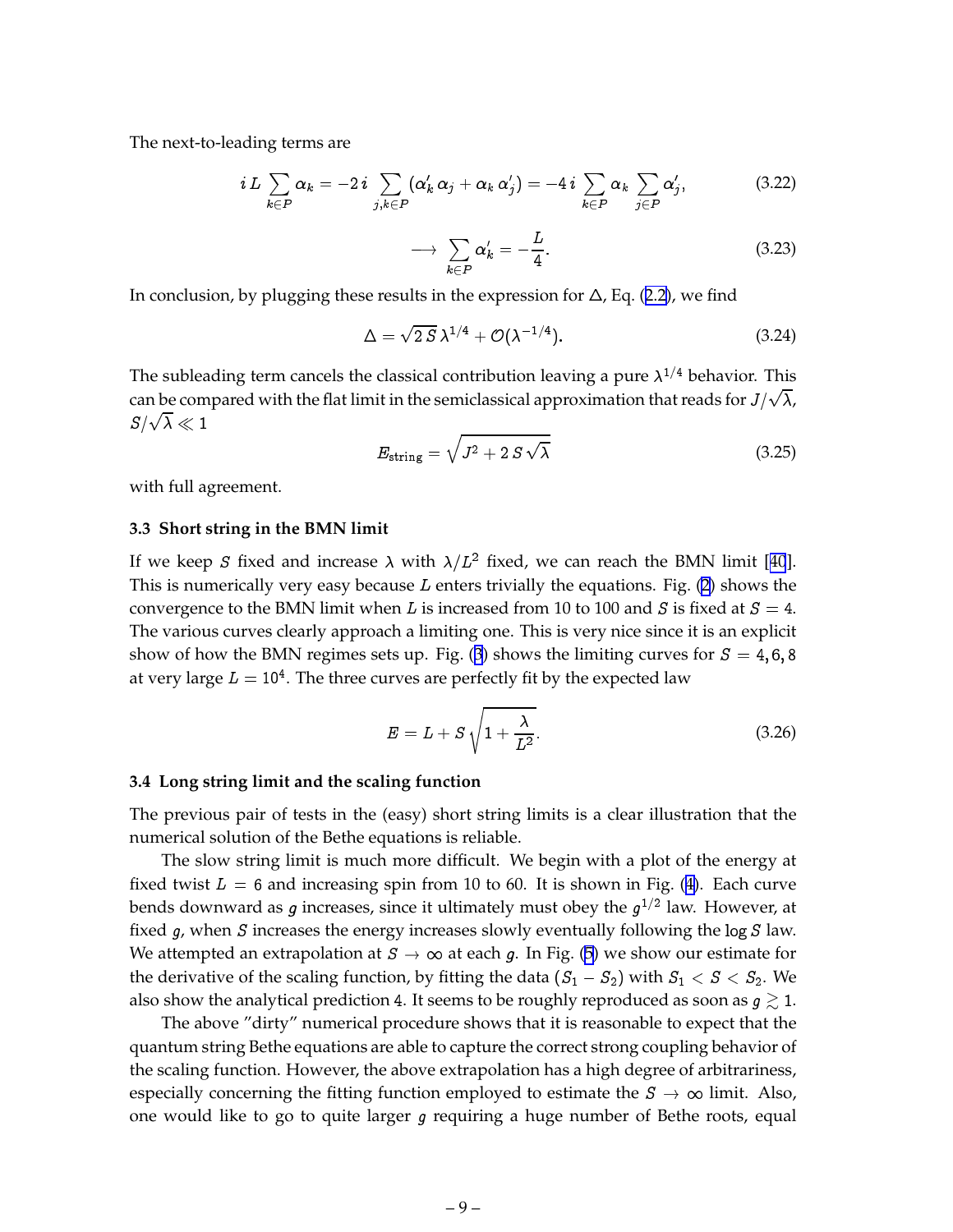The next-to-leading terms are

$$i\,L\sum_{k\in P}\alpha_k = -2\,i\sum_{j,k\in P}(\alpha'_k\,\alpha_j+\alpha_k\,\alpha'_j) = -4\,i\sum_{k\in P}\alpha_k\sum_{j\in P}\alpha'_j, \tag{3.22}$$

$$\longrightarrow \sum_{k\in P}\alpha'_k = -\frac{L}{4}. \tag{3.23}$$

In conclusion, by plugging these results in the expression for $\Delta$, Eq. (2.2), we find

$$\Delta = \sqrt{2\,S}\,\lambda^{1/4}+\mathcal{O}(\lambda^{-1/4}). \tag{3.24}$$

The subleading term cancels the classical contribution leaving a pure $\lambda^{1/4}$ behavior. This can be compared with the flat limit in the semiclassical approximation that reads for $J/\sqrt{\lambda}$, $S/\sqrt{\lambda}\ll 1$

$$E_{\rm string} = \sqrt{J^2+2\,S\,\sqrt{\lambda}} \tag{3.25}$$

with full agreement.

### 3.3 Short string in the BMN limit

If we keep $S$ fixed and increase $\lambda$ with $\lambda/L^2$ fixed, we can reach the BMN limit [40]. This is numerically very easy because $L$ enters trivially the equations. Fig. (2) shows the convergence to the BMN limit when $L$ is increased from 10 to 100 and $S$ is fixed at $S=4$. The various curves clearly approach a limiting one. This is very nice since it is an explicit show of how the BMN regimes sets up. Fig. (3) shows the limiting curves for $S=4,6,8$ at very large $L=10^4$. The three curves are perfectly fit by the expected law

$$E = L+S\sqrt{1+\frac{\lambda}{L^2}}. \tag{3.26}$$

### 3.4 Long string limit and the scaling function

The previous pair of tests in the (easy) short string limits is a clear illustration that the numerical solution of the Bethe equations is reliable.

The slow string limit is much more difficult. We begin with a plot of the energy at fixed twist $L=6$ and increasing spin from 10 to 60. It is shown in Fig. (4). Each curve bends downward as $g$ increases, since it ultimately must obey the $g^{1/2}$ law. However, at fixed $g$, when $S$ increases the energy increases slowly eventually following the $\log S$ law. We attempted an extrapolation at $S\to\infty$ at each $g$. In Fig. (5) we show our estimate for the derivative of the scaling function, by fitting the data $(S_1-S_2)$ with $S_1<S<S_2$. We also show the analytical prediction 4. It seems to be roughly reproduced as soon as $g\gtrsim 1$.

The above "dirty" numerical procedure shows that it is reasonable to expect that the quantum string Bethe equations are able to capture the correct strong coupling behavior of the scaling function. However, the above extrapolation has a high degree of arbitrariness, especially concerning the fitting function employed to estimate the $S\to\infty$ limit. Also, one would like to go to quite larger $g$ requiring a huge number of Bethe roots, equal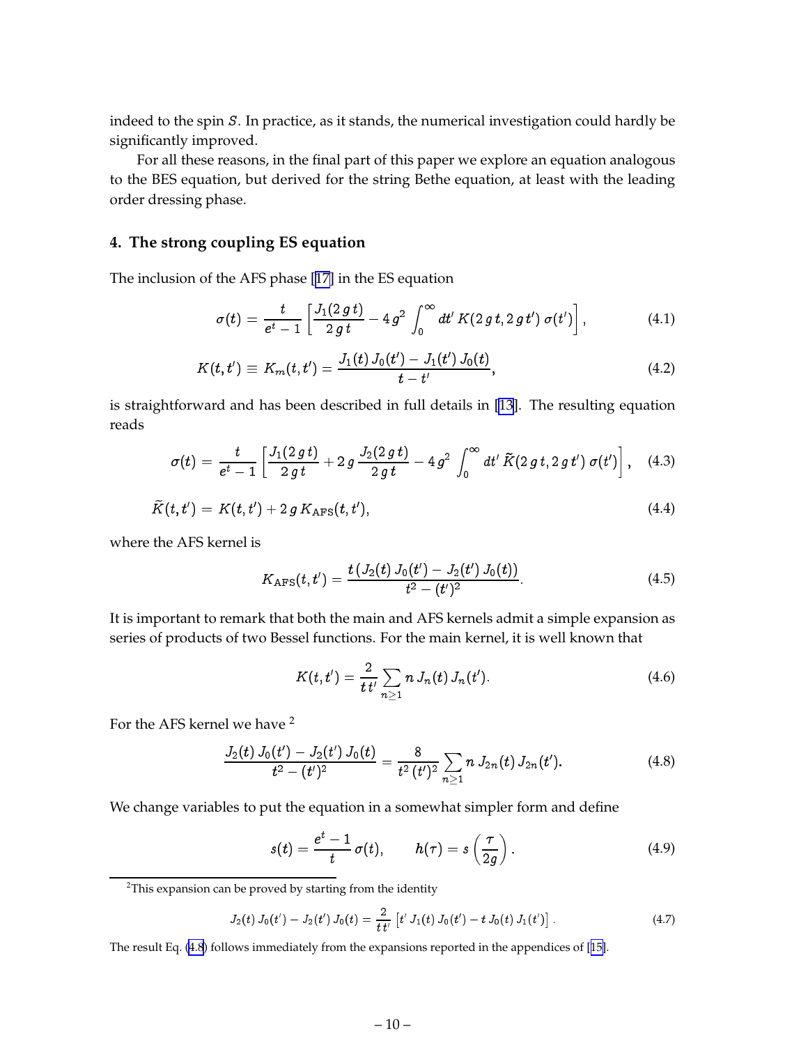indeed to the spin $S$. In practice, as it stands, the numerical investigation could hardly be significantly improved.

For all these reasons, in the final part of this paper we explore an equation analogous to the BES equation, but derived for the string Bethe equation, at least with the leading order dressing phase.

## 4. The strong coupling ES equation

The inclusion of the AFS phase [17] in the ES equation

$$\sigma(t) = \frac{t}{e^t - 1}\left[\frac{J_1(2\,g\,t)}{2\,g\,t} - 4\,g^2\int_0^\infty dt'\,K(2\,g\,t, 2\,g\,t')\,\sigma(t')\right], \tag{4.1}$$

$$K(t,t') \equiv K_m(t,t') = \frac{J_1(t)\,J_0(t') - J_1(t')\,J_0(t)}{t - t'}, \tag{4.2}$$

is straightforward and has been described in full details in [13]. The resulting equation reads

$$\sigma(t) = \frac{t}{e^t - 1}\left[\frac{J_1(2\,g\,t)}{2\,g\,t} + 2\,g\,\frac{J_2(2\,g\,t)}{2\,g\,t} - 4\,g^2\int_0^\infty dt'\,\widetilde{K}(2\,g\,t, 2\,g\,t')\,\sigma(t')\right], \tag{4.3}$$

$$\widetilde{K}(t,t') = K(t,t') + 2\,g\,K_{\rm AFS}(t,t'), \tag{4.4}$$

where the AFS kernel is

$$K_{\rm AFS}(t,t') = \frac{t\,(J_2(t)\,J_0(t') - J_2(t')\,J_0(t))}{t^2 - (t')^2}. \tag{4.5}$$

It is important to remark that both the main and AFS kernels admit a simple expansion as series of products of two Bessel functions. For the main kernel, it is well known that

$$K(t,t') = \frac{2}{t\,t'}\sum_{n\geq 1} n\,J_n(t)\,J_n(t'). \tag{4.6}$$

For the AFS kernel we have [2]

$$\frac{J_2(t)\,J_0(t') - J_2(t')\,J_0(t)}{t^2 - (t')^2} = \frac{8}{t^2\,(t')^2}\sum_{n\geq 1} n\,J_{2n}(t)\,J_{2n}(t'). \tag{4.8}$$

We change variables to put the equation in a somewhat simpler form and define

$$s(t) = \frac{e^t - 1}{t}\,\sigma(t), \qquad h(\tau) = s\left(\frac{\tau}{2g}\right). \tag{4.9}$$

---

[2] This expansion can be proved by starting from the identity

$$J_2(t)\,J_0(t') - J_2(t')\,J_0(t) = \frac{2}{t\,t'}\left[t'\,J_1(t)\,J_0(t') - t\,J_0(t)\,J_1(t')\right]. \tag{4.7}$$

The result Eq. (4.8) follows immediately from the expansions reported in the appendices of [15].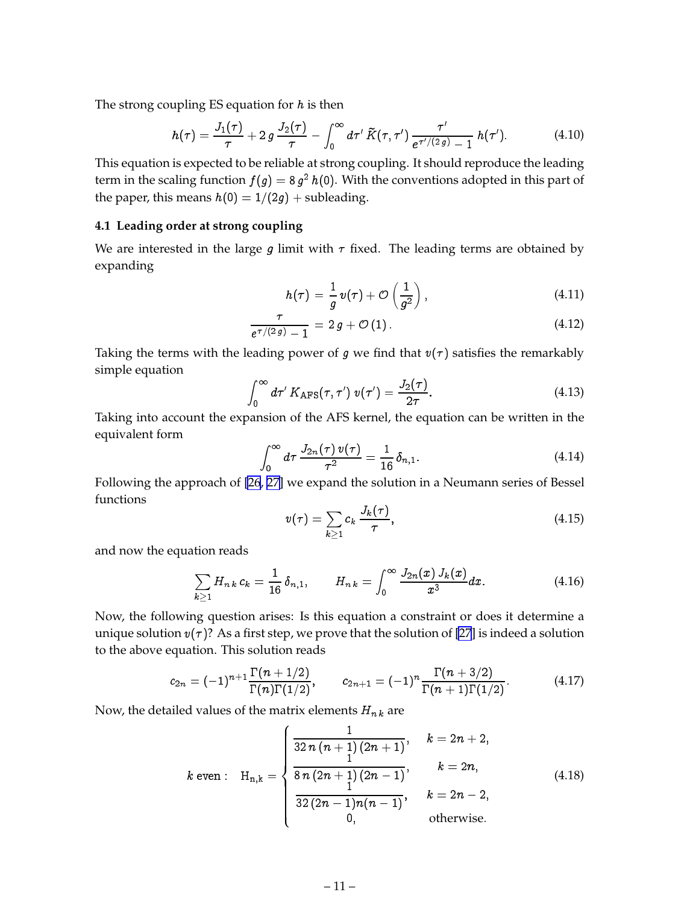The strong coupling ES equation for $h$ is then

$$h(\tau) = \frac{J_1(\tau)}{\tau} + 2\,g\,\frac{J_2(\tau)}{\tau} - \int_0^\infty d\tau'\,\widetilde{K}(\tau,\tau')\,\frac{\tau'}{e^{\tau'/(2\,g)}-1}\,h(\tau'). \tag{4.10}$$

This equation is expected to be reliable at strong coupling. It should reproduce the leading term in the scaling function $f(g) = 8\,g^2\,h(0)$. With the conventions adopted in this part of the paper, this means $h(0) = 1/(2g)$ + subleading.

### 4.1 Leading order at strong coupling

We are interested in the large $g$ limit with $\tau$ fixed. The leading terms are obtained by expanding

$$h(\tau) = \frac{1}{g}\,v(\tau) + \mathcal{O}\left(\frac{1}{g^2}\right), \tag{4.11}$$

$$\frac{\tau}{e^{\tau/(2\,g)}-1} = 2\,g + \mathcal{O}(1). \tag{4.12}$$

Taking the terms with the leading power of $g$ we find that $v(\tau)$ satisfies the remarkably simple equation

$$\int_0^\infty d\tau'\,K_{\rm AFS}(\tau,\tau')\,v(\tau') = \frac{J_2(\tau)}{2\tau}. \tag{4.13}$$

Taking into account the expansion of the AFS kernel, the equation can be written in the equivalent form

$$\int_0^\infty d\tau\,\frac{J_{2n}(\tau)\,v(\tau)}{\tau^2} = \frac{1}{16}\,\delta_{n,1}. \tag{4.14}$$

Following the approach of [26, 27] we expand the solution in a Neumann series of Bessel functions

$$v(\tau) = \sum_{k\ge 1} c_k\,\frac{J_k(\tau)}{\tau}, \tag{4.15}$$

and now the equation reads

$$\sum_{k\ge1} H_{n\,k}\,c_k = \frac{1}{16}\,\delta_{n,1}, \qquad H_{n\,k} = \int_0^\infty \frac{J_{2n}(x)\,J_k(x)}{x^3}dx. \tag{4.16}$$

Now, the following question arises: Is this equation a constraint or does it determine a unique solution $v(\tau)$? As a first step, we prove that the solution of [27] is indeed a solution to the above equation. This solution reads

$$c_{2n} = (-1)^{n+1}\frac{\Gamma(n+1/2)}{\Gamma(n)\Gamma(1/2)}, \qquad c_{2n+1} = (-1)^n\frac{\Gamma(n+3/2)}{\Gamma(n+1)\Gamma(1/2)}. \tag{4.17}$$

Now, the detailed values of the matrix elements $H_{n\,k}$ are

$$k\text{ even}: \quad {\rm H}_{n,k} = \begin{cases} \dfrac{1}{32\,n\,(n+1)\,(2n+1)}, & k = 2n+2, \\ \dfrac{1}{8\,n\,(2n+1)\,(2n-1)}, & k = 2n, \\ \dfrac{1}{32\,(2n-1)n(n-1)}, & k = 2n-2, \\ 0, & \text{otherwise}. \end{cases} \tag{4.18}$$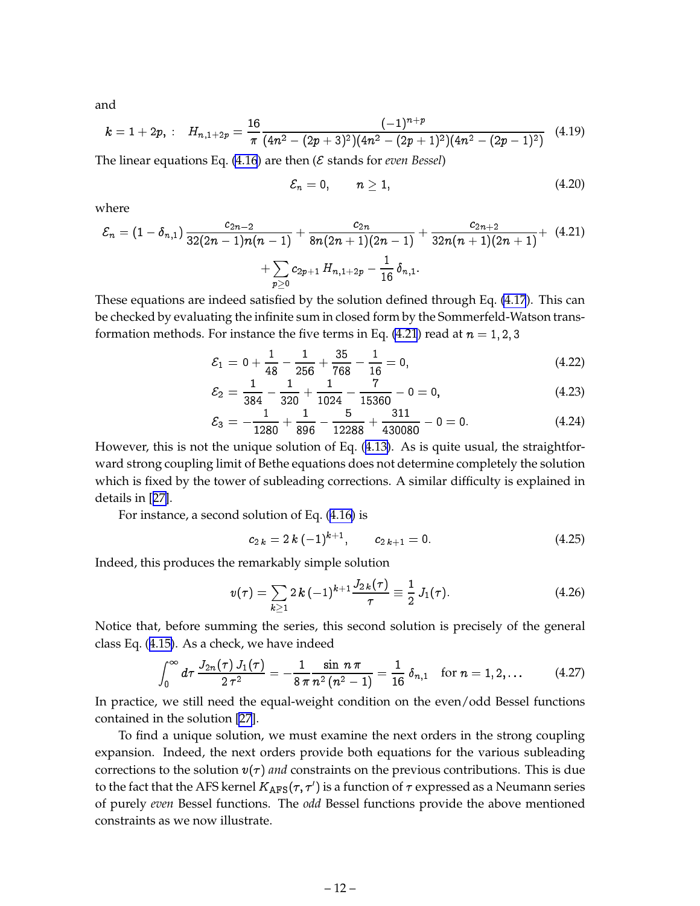and

$$k = 1 + 2p, : \quad H_{n,1+2p} = \frac{16}{\pi} \frac{(-1)^{n+p}}{(4n^2 - (2p+3)^2)(4n^2 - (2p+1)^2)(4n^2 - (2p-1)^2)} \tag{4.19}$$

The linear equations Eq. (4.16) are then ($\mathcal{E}$ stands for *even Bessel*)

$$\mathcal{E}_n = 0, \qquad n \geq 1, \tag{4.20}$$

where

$$\mathcal{E}_n = (1 - \delta_{n,1}) \frac{c_{2n-2}}{32(2n-1)n(n-1)} + \frac{c_{2n}}{8n(2n+1)(2n-1)} + \frac{c_{2n+2}}{32n(n+1)(2n+1)} + \tag{4.21}$$

$$+ \sum_{p \geq 0} c_{2p+1} \, H_{n,1+2p} - \frac{1}{16} \, \delta_{n,1}.$$

These equations are indeed satisfied by the solution defined through Eq. (4.17). This can be checked by evaluating the infinite sum in closed form by the Sommerfeld-Watson transformation methods. For instance the five terms in Eq. (4.21) read at $n = 1, 2, 3$

$$\mathcal{E}_1 = 0 + \frac{1}{48} - \frac{1}{256} + \frac{35}{768} - \frac{1}{16} = 0, \tag{4.22}$$

$$\mathcal{E}_2 = \frac{1}{384} - \frac{1}{320} + \frac{1}{1024} - \frac{7}{15360} - 0 = 0, \tag{4.23}$$

$$\mathcal{E}_3 = -\frac{1}{1280} + \frac{1}{896} - \frac{5}{12288} + \frac{311}{430080} - 0 = 0. \tag{4.24}$$

However, this is not the unique solution of Eq. (4.13). As is quite usual, the straightforward strong coupling limit of Bethe equations does not determine completely the solution which is fixed by the tower of subleading corrections. A similar difficulty is explained in details in [27].

For instance, a second solution of Eq. (4.16) is

$$c_{2\,k} = 2\,k\,(-1)^{k+1}, \qquad c_{2\,k+1} = 0. \tag{4.25}$$

Indeed, this produces the remarkably simple solution

$$v(\tau) = \sum_{k \geq 1} 2\,k\,(-1)^{k+1} \frac{J_{2\,k}(\tau)}{\tau} \equiv \frac{1}{2}\,J_1(\tau). \tag{4.26}$$

Notice that, before summing the series, this second solution is precisely of the general class Eq. (4.15). As a check, we have indeed

$$\int_0^\infty d\tau \, \frac{J_{2n}(\tau)\,J_1(\tau)}{2\,\tau^2} = -\frac{1}{8\,\pi} \frac{\sin\, n\,\pi}{n^2\,(n^2-1)} = \frac{1}{16}\,\delta_{n,1} \quad \text{for } n = 1, 2, \ldots \tag{4.27}$$

In practice, we still need the equal-weight condition on the even/odd Bessel functions contained in the solution [27].

To find a unique solution, we must examine the next orders in the strong coupling expansion. Indeed, the next orders provide both equations for the various subleading corrections to the solution $v(\tau)$ *and* constraints on the previous contributions. This is due to the fact that the AFS kernel $K_{\rm AFS}(\tau, \tau')$ is a function of $\tau$ expressed as a Neumann series of purely *even* Bessel functions. The *odd* Bessel functions provide the above mentioned constraints as we now illustrate.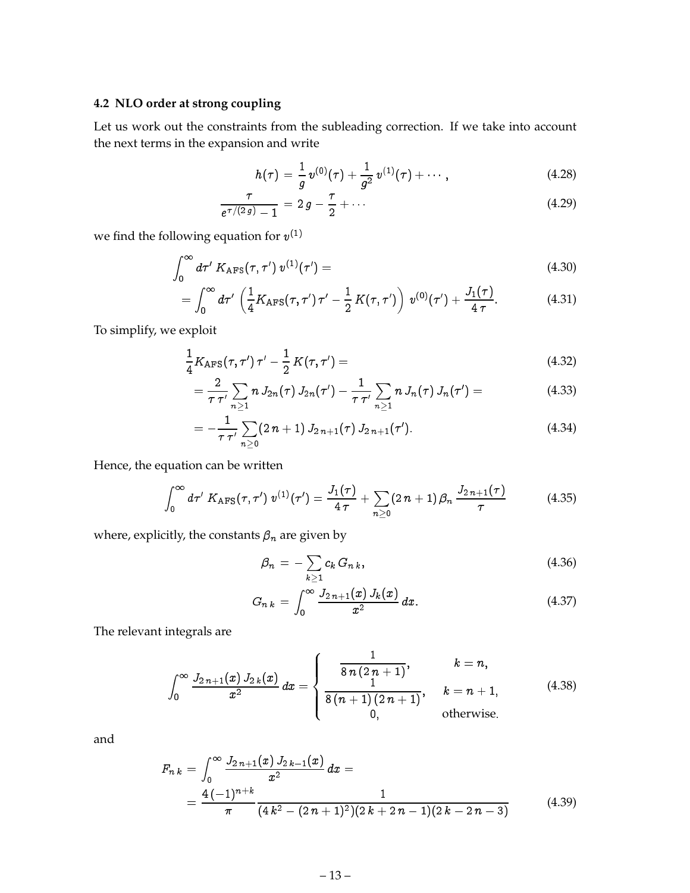### 4.2 NLO order at strong coupling

Let us work out the constraints from the subleading correction. If we take into account the next terms in the expansion and write

$$h(\tau) = \frac{1}{g}\, v^{(0)}(\tau) + \frac{1}{g^2}\, v^{(1)}(\tau) + \cdots\,, \tag{4.28}$$

$$\frac{\tau}{e^{\tau/(2\,g)} - 1} = 2\,g - \frac{\tau}{2} + \cdots \tag{4.29}$$

we find the following equation for $v^{(1)}$

$$\int_0^\infty d\tau'\; K_{\rm AFS}(\tau,\tau')\; v^{(1)}(\tau') = \tag{4.30}$$

$$= \int_0^\infty d\tau'\; \left(\frac{1}{4} K_{\rm AFS}(\tau,\tau')\,\tau' - \frac{1}{2}\,K(\tau,\tau')\right)\; v^{(0)}(\tau') + \frac{J_1(\tau)}{4\,\tau}. \tag{4.31}$$

To simplify, we exploit

$$\frac{1}{4} K_{\rm AFS}(\tau,\tau')\,\tau' - \frac{1}{2}\,K(\tau,\tau') = \tag{4.32}$$

$$= \frac{2}{\tau\,\tau'} \sum_{n\ge 1} n\, J_{2n}(\tau)\, J_{2n}(\tau') - \frac{1}{\tau\,\tau'}\sum_{n\ge 1} n\, J_n(\tau)\, J_n(\tau') = \tag{4.33}$$

$$= -\frac{1}{\tau\,\tau'}\sum_{n\ge 0} (2\,n+1)\; J_{2\,n+1}(\tau)\, J_{2\,n+1}(\tau'). \tag{4.34}$$

Hence, the equation can be written

$$\int_0^\infty d\tau'\; K_{\rm AFS}(\tau,\tau')\; v^{(1)}(\tau') = \frac{J_1(\tau)}{4\,\tau} + \sum_{n\ge 0} (2\,n+1)\,\beta_n\,\frac{J_{2\,n+1}(\tau)}{\tau} \tag{4.35}$$

where, explicitly, the constants $\beta_n$ are given by

$$\beta_n = -\sum_{k\ge 1} c_k\, G_{n\,k}, \tag{4.36}$$

$$G_{n\,k} = \int_0^\infty \frac{J_{2\,n+1}(x)\; J_k(x)}{x^2}\, dx. \tag{4.37}$$

The relevant integrals are

$$\int_0^\infty \frac{J_{2\,n+1}(x)\, J_{2\,k}(x)}{x^2}\, dx = \begin{cases} \dfrac{1}{8\,n\,(2\,n+1)}, & k = n, \\[2mm] \dfrac{1}{8\,(n+1)\,(2\,n+1)}, & k = n+1, \\[2mm] 0, & \text{otherwise}. \end{cases} \tag{4.38}$$

and

$$F_{n\,k} = \int_0^\infty \frac{J_{2\,n+1}(x)\; J_{2\,k-1}(x)}{x^2}\, dx =$$

$$= \frac{4\,(-1)^{n+k}}{\pi}\, \frac{1}{(4\,k^2 - (2\,n+1)^2)(2\,k+2\,n-1)(2\,k-2\,n-3)} \tag{4.39}$$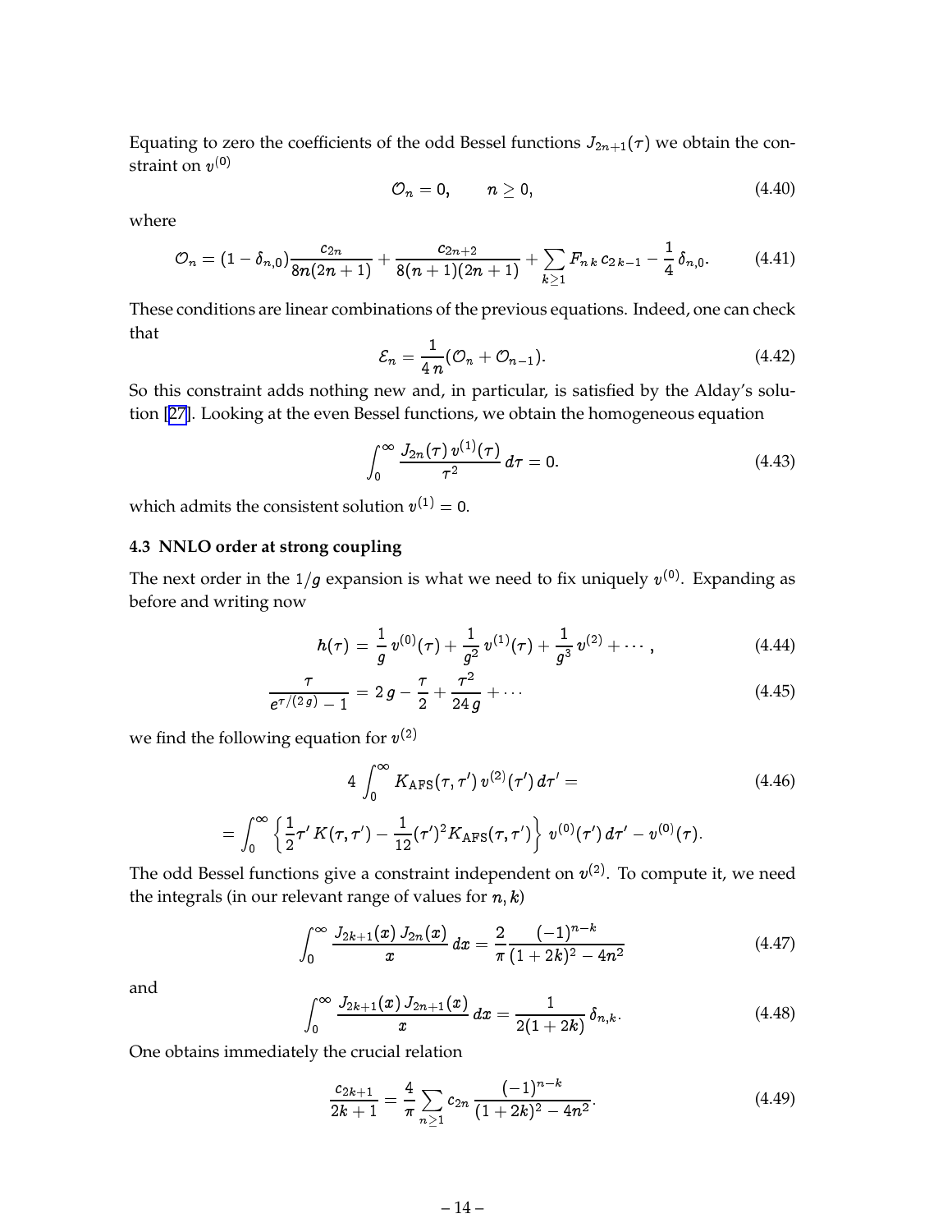Equating to zero the coefficients of the odd Bessel functions $J_{2n+1}(\tau)$ we obtain the constraint on $v^{(0)}$

$$
\mathcal{O}_n = 0, \qquad n \geq 0, \tag{4.40}
$$

where

$$
\mathcal{O}_n = (1-\delta_{n,0})\frac{c_{2n}}{8n(2n+1)} + \frac{c_{2n+2}}{8(n+1)(2n+1)} + \sum_{k\geq 1} F_{n\,k}\, c_{2\,k-1} - \frac{1}{4}\,\delta_{n,0}. \tag{4.41}
$$

These conditions are linear combinations of the previous equations. Indeed, one can check that

$$
\mathcal{E}_n = \frac{1}{4\,n}(\mathcal{O}_n + \mathcal{O}_{n-1}). \tag{4.42}
$$

So this constraint adds nothing new and, in particular, is satisfied by the Alday's solution [27]. Looking at the even Bessel functions, we obtain the homogeneous equation

$$
\int_0^\infty \frac{J_{2n}(\tau)\, v^{(1)}(\tau)}{\tau^2}\, d\tau = 0. \tag{4.43}
$$

which admits the consistent solution $v^{(1)} = 0$.

### 4.3 NNLO order at strong coupling

The next order in the $1/g$ expansion is what we need to fix uniquely $v^{(0)}$. Expanding as before and writing now

$$
h(\tau) = \frac{1}{g}\, v^{(0)}(\tau) + \frac{1}{g^2}\, v^{(1)}(\tau) + \frac{1}{g^3}\, v^{(2)} + \cdots, \tag{4.44}
$$

$$
\frac{\tau}{e^{\tau/(2\,g)}-1} = 2\,g - \frac{\tau}{2} + \frac{\tau^2}{24\,g} + \cdots \tag{4.45}
$$

we find the following equation for $v^{(2)}$

$$
4\int_0^\infty K_{\text{AFS}}(\tau,\tau')\, v^{(2)}(\tau')\, d\tau' = \tag{4.46}
$$

$$
= \int_0^\infty \left\{ \frac{1}{2}\tau'\, K(\tau,\tau') - \frac{1}{12}(\tau')^2 K_{\text{AFS}}(\tau,\tau') \right\} v^{(0)}(\tau')\, d\tau' - v^{(0)}(\tau).
$$

The odd Bessel functions give a constraint independent on $v^{(2)}$. To compute it, we need the integrals (in our relevant range of values for $n, k$)

$$
\int_0^\infty \frac{J_{2k+1}(x)\, J_{2n}(x)}{x}\, dx = \frac{2}{\pi}\frac{(-1)^{n-k}}{(1+2k)^2 - 4n^2} \tag{4.47}
$$

and

$$
\int_0^\infty \frac{J_{2k+1}(x)\, J_{2n+1}(x)}{x}\, dx = \frac{1}{2(1+2k)}\,\delta_{n,k}. \tag{4.48}
$$

One obtains immediately the crucial relation

$$
\frac{c_{2k+1}}{2k+1} = \frac{4}{\pi}\sum_{n\geq 1} c_{2n}\, \frac{(-1)^{n-k}}{(1+2k)^2 - 4n^2}. \tag{4.49}
$$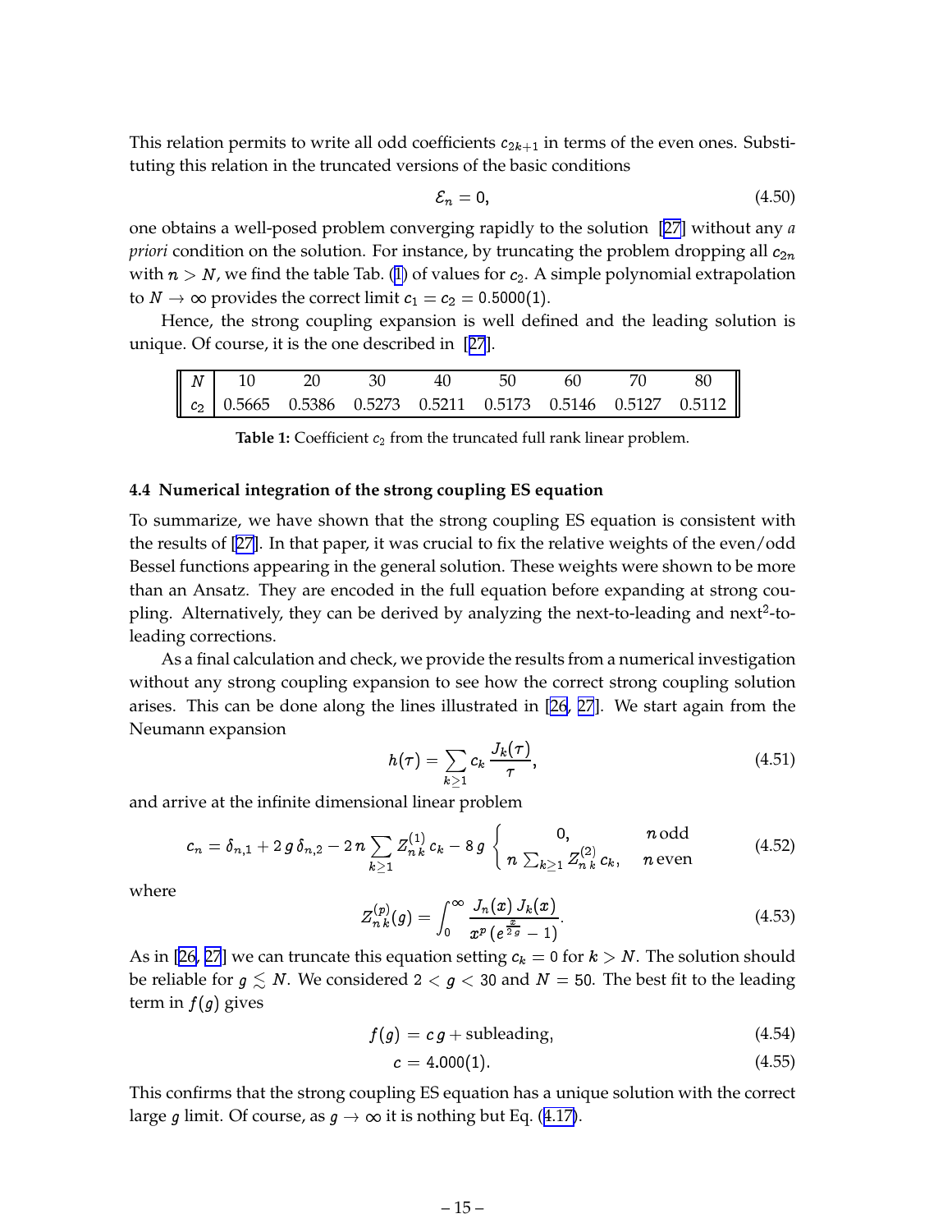This relation permits to write all odd coefficients $c_{2k+1}$ in terms of the even ones. Substituting this relation in the truncated versions of the basic conditions

$$\mathcal{E}_n = 0, \tag{4.50}$$

one obtains a well-posed problem converging rapidly to the solution [27] without any *a priori* condition on the solution. For instance, by truncating the problem dropping all $c_{2n}$ with $n > N$, we find the table Tab. (1) of values for $c_2$. A simple polynomial extrapolation to $N \to \infty$ provides the correct limit $c_1 = c_2 = 0.5000(1)$.

Hence, the strong coupling expansion is well defined and the leading solution is unique. Of course, it is the one described in [27].

| $N$ | 10 | 20 | 30 | 40 | 50 | 60 | 70 | 80 |
|---|---|---|---|---|---|---|---|---|
| $c_2$ | 0.5665 | 0.5386 | 0.5273 | 0.5211 | 0.5173 | 0.5146 | 0.5127 | 0.5112 |

**Table 1:** Coefficient $c_2$ from the truncated full rank linear problem.

### 4.4 Numerical integration of the strong coupling ES equation

To summarize, we have shown that the strong coupling ES equation is consistent with the results of [27]. In that paper, it was crucial to fix the relative weights of the even/odd Bessel functions appearing in the general solution. These weights were shown to be more than an Ansatz. They are encoded in the full equation before expanding at strong coupling. Alternatively, they can be derived by analyzing the next-to-leading and next$^2$-to-leading corrections.

As a final calculation and check, we provide the results from a numerical investigation without any strong coupling expansion to see how the correct strong coupling solution arises. This can be done along the lines illustrated in [26, 27]. We start again from the Neumann expansion

$$h(\tau) = \sum_{k\geq 1} c_k \, \frac{J_k(\tau)}{\tau}, \tag{4.51}$$

and arrive at the infinite dimensional linear problem

$$c_n = \delta_{n,1} + 2\,g\,\delta_{n,2} - 2\,n \sum_{k\geq 1} Z^{(1)}_{n\,k}\, c_k - 8\,g \begin{cases} 0, & n \text{ odd} \\ n \sum_{k\geq 1} Z^{(2)}_{n\,k}\, c_k, & n \text{ even} \end{cases} \tag{4.52}$$

where

$$Z^{(p)}_{n\,k}(g) = \int_0^\infty \frac{J_n(x)\, J_k(x)}{x^p\,(e^{\frac{x}{2g}} - 1)}. \tag{4.53}$$

As in [26, 27] we can truncate this equation setting $c_k = 0$ for $k > N$. The solution should be reliable for $g \lesssim N$. We considered $2 < g < 30$ and $N = 50$. The best fit to the leading term in $f(g)$ gives

$$f(g) = c\,g + \text{subleading}, \tag{4.54}$$

$$c = 4.000(1). \tag{4.55}$$

This confirms that the strong coupling ES equation has a unique solution with the correct large $g$ limit. Of course, as $g \to \infty$ it is nothing but Eq. (4.17).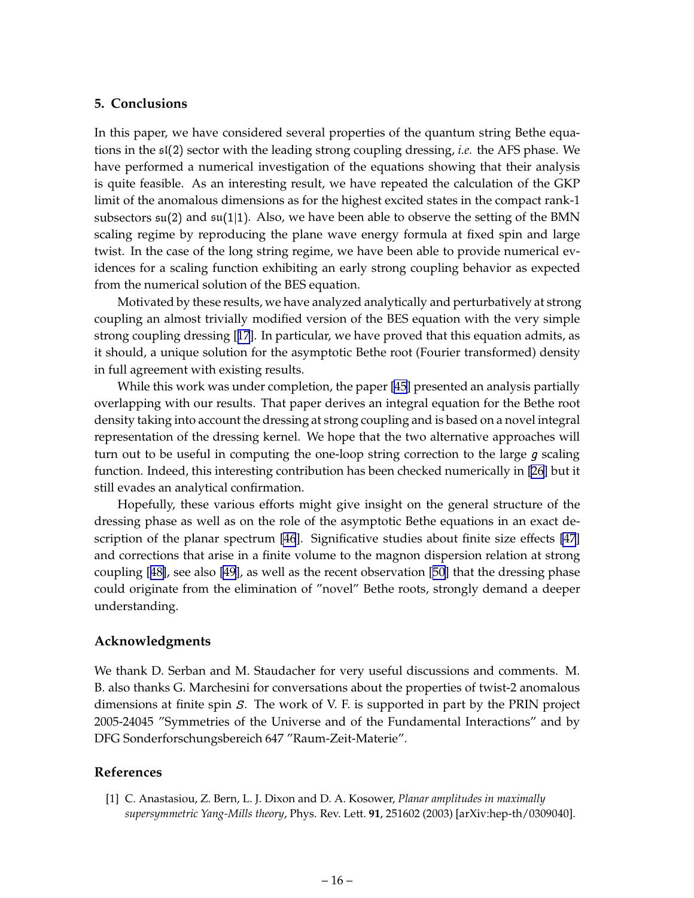## 5. Conclusions

In this paper, we have considered several properties of the quantum string Bethe equations in the $\mathfrak{sl}(2)$ sector with the leading strong coupling dressing, *i.e.* the AFS phase. We have performed a numerical investigation of the equations showing that their analysis is quite feasible. As an interesting result, we have repeated the calculation of the GKP limit of the anomalous dimensions as for the highest excited states in the compact rank-1 subsectors $\mathfrak{su}(2)$ and $\mathfrak{su}(1|1)$. Also, we have been able to observe the setting of the BMN scaling regime by reproducing the plane wave energy formula at fixed spin and large twist. In the case of the long string regime, we have been able to provide numerical evidences for a scaling function exhibiting an early strong coupling behavior as expected from the numerical solution of the BES equation.

Motivated by these results, we have analyzed analytically and perturbatively at strong coupling an almost trivially modified version of the BES equation with the very simple strong coupling dressing [17]. In particular, we have proved that this equation admits, as it should, a unique solution for the asymptotic Bethe root (Fourier transformed) density in full agreement with existing results.

While this work was under completion, the paper [45] presented an analysis partially overlapping with our results. That paper derives an integral equation for the Bethe root density taking into account the dressing at strong coupling and is based on a novel integral representation of the dressing kernel. We hope that the two alternative approaches will turn out to be useful in computing the one-loop string correction to the large $g$ scaling function. Indeed, this interesting contribution has been checked numerically in [26] but it still evades an analytical confirmation.

Hopefully, these various efforts might give insight on the general structure of the dressing phase as well as on the role of the asymptotic Bethe equations in an exact description of the planar spectrum [46]. Significative studies about finite size effects [47] and corrections that arise in a finite volume to the magnon dispersion relation at strong coupling [48], see also [49], as well as the recent observation [50] that the dressing phase could originate from the elimination of "novel" Bethe roots, strongly demand a deeper understanding.

### Acknowledgments

We thank D. Serban and M. Staudacher for very useful discussions and comments. M. B. also thanks G. Marchesini for conversations about the properties of twist-2 anomalous dimensions at finite spin $S$. The work of V. F. is supported in part by the PRIN project 2005-24045 "Symmetries of the Universe and of the Fundamental Interactions" and by DFG Sonderforschungsbereich 647 "Raum-Zeit-Materie".

## References

[1] C. Anastasiou, Z. Bern, L. J. Dixon and D. A. Kosower, *Planar amplitudes in maximally supersymmetric Yang-Mills theory*, Phys. Rev. Lett. **91**, 251602 (2003) [arXiv:hep-th/0309040].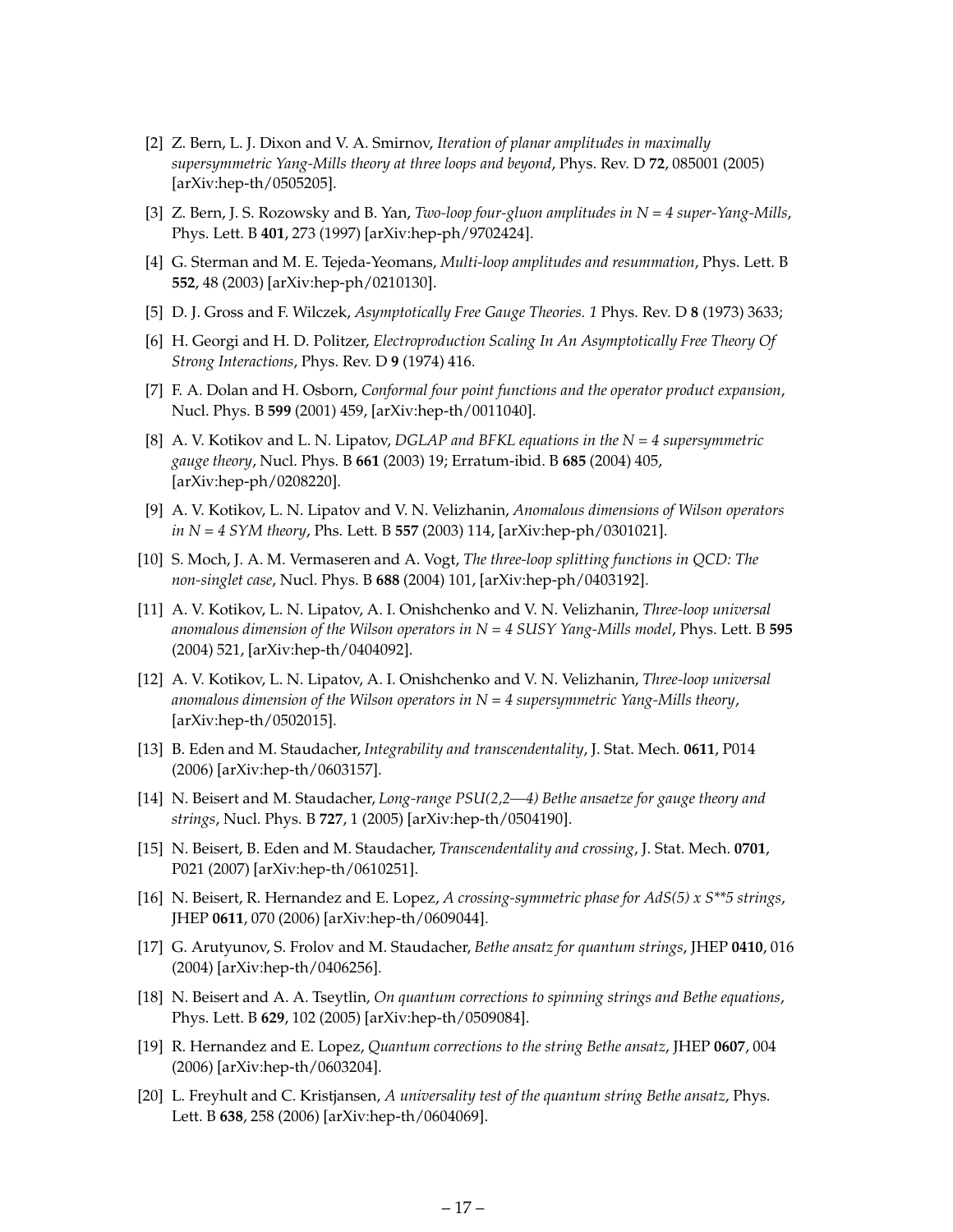- [2] Z. Bern, L. J. Dixon and V. A. Smirnov, *Iteration of planar amplitudes in maximally supersymmetric Yang-Mills theory at three loops and beyond*, Phys. Rev. D **72**, 085001 (2005) [arXiv:hep-th/0505205].
- [3] Z. Bern, J. S. Rozowsky and B. Yan, *Two-loop four-gluon amplitudes in N = 4 super-Yang-Mills*, Phys. Lett. B **401**, 273 (1997) [arXiv:hep-ph/9702424].
- [4] G. Sterman and M. E. Tejeda-Yeomans, *Multi-loop amplitudes and resummation*, Phys. Lett. B **552**, 48 (2003) [arXiv:hep-ph/0210130].
- [5] D. J. Gross and F. Wilczek, *Asymptotically Free Gauge Theories. 1* Phys. Rev. D **8** (1973) 3633;
- [6] H. Georgi and H. D. Politzer, *Electroproduction Scaling In An Asymptotically Free Theory Of Strong Interactions*, Phys. Rev. D **9** (1974) 416.
- [7] F. A. Dolan and H. Osborn, *Conformal four point functions and the operator product expansion*, Nucl. Phys. B **599** (2001) 459, [arXiv:hep-th/0011040].
- [8] A. V. Kotikov and L. N. Lipatov, *DGLAP and BFKL equations in the N = 4 supersymmetric gauge theory*, Nucl. Phys. B **661** (2003) 19; Erratum-ibid. B **685** (2004) 405, [arXiv:hep-ph/0208220].
- [9] A. V. Kotikov, L. N. Lipatov and V. N. Velizhanin, *Anomalous dimensions of Wilson operators in N = 4 SYM theory*, Phs. Lett. B **557** (2003) 114, [arXiv:hep-ph/0301021].
- [10] S. Moch, J. A. M. Vermaseren and A. Vogt, *The three-loop splitting functions in QCD: The non-singlet case*, Nucl. Phys. B **688** (2004) 101, [arXiv:hep-ph/0403192].
- [11] A. V. Kotikov, L. N. Lipatov, A. I. Onishchenko and V. N. Velizhanin, *Three-loop universal anomalous dimension of the Wilson operators in N = 4 SUSY Yang-Mills model*, Phys. Lett. B **595** (2004) 521, [arXiv:hep-th/0404092].
- [12] A. V. Kotikov, L. N. Lipatov, A. I. Onishchenko and V. N. Velizhanin, *Three-loop universal anomalous dimension of the Wilson operators in N = 4 supersymmetric Yang-Mills theory*, [arXiv:hep-th/0502015].
- [13] B. Eden and M. Staudacher, *Integrability and transcendentality*, J. Stat. Mech. **0611**, P014 (2006) [arXiv:hep-th/0603157].
- [14] N. Beisert and M. Staudacher, *Long-range PSU(2,2—4) Bethe ansaetze for gauge theory and strings*, Nucl. Phys. B **727**, 1 (2005) [arXiv:hep-th/0504190].
- [15] N. Beisert, B. Eden and M. Staudacher, *Transcendentality and crossing*, J. Stat. Mech. **0701**, P021 (2007) [arXiv:hep-th/0610251].
- [16] N. Beisert, R. Hernandez and E. Lopez, *A crossing-symmetric phase for AdS(5) x S**5 strings*, JHEP **0611**, 070 (2006) [arXiv:hep-th/0609044].
- [17] G. Arutyunov, S. Frolov and M. Staudacher, *Bethe ansatz for quantum strings*, JHEP **0410**, 016 (2004) [arXiv:hep-th/0406256].
- [18] N. Beisert and A. A. Tseytlin, *On quantum corrections to spinning strings and Bethe equations*, Phys. Lett. B **629**, 102 (2005) [arXiv:hep-th/0509084].
- [19] R. Hernandez and E. Lopez, *Quantum corrections to the string Bethe ansatz*, JHEP **0607**, 004 (2006) [arXiv:hep-th/0603204].
- [20] L. Freyhult and C. Kristjansen, *A universality test of the quantum string Bethe ansatz*, Phys. Lett. B **638**, 258 (2006) [arXiv:hep-th/0604069].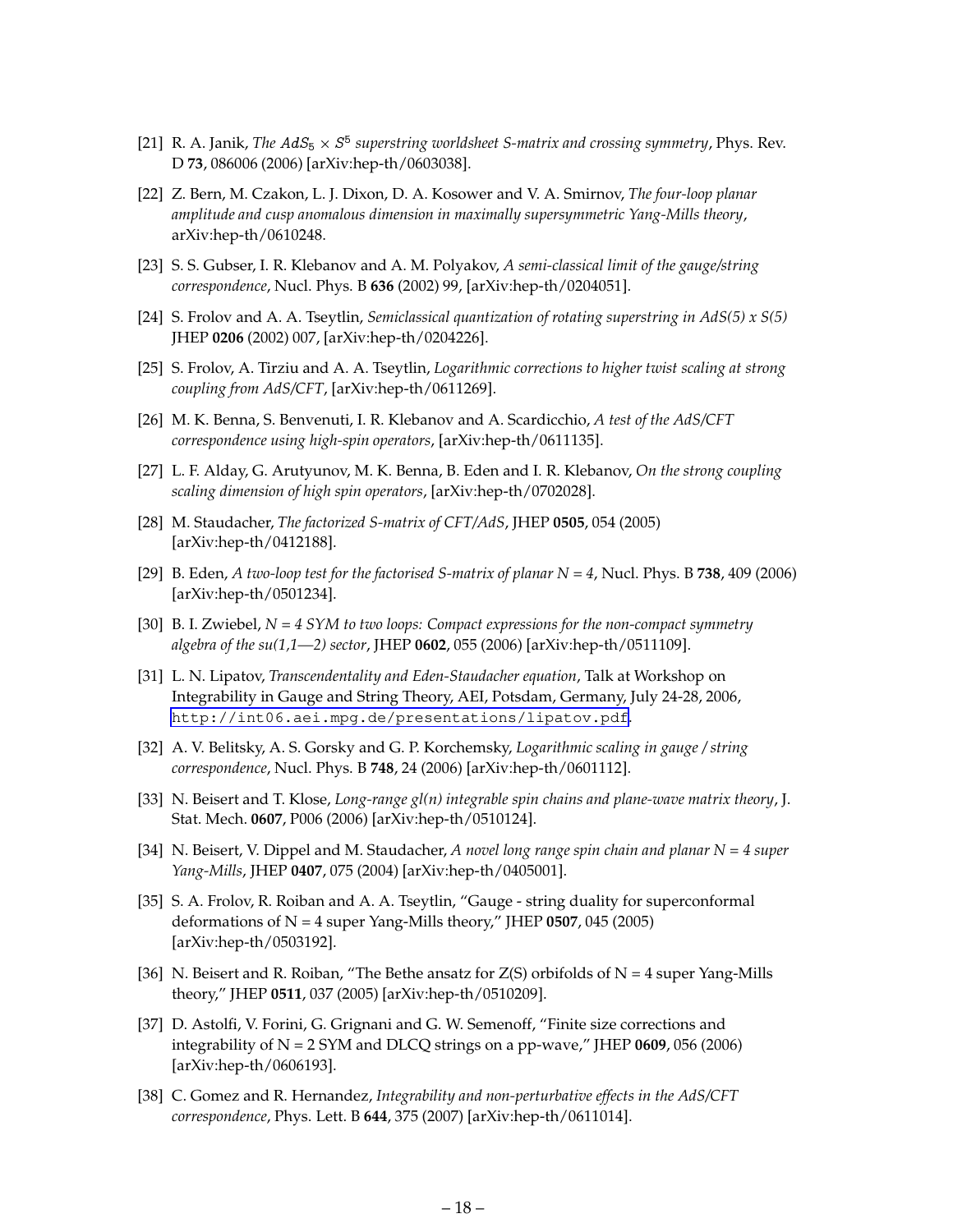[21] R. A. Janik, *The $AdS_5 \times S^5$ superstring worldsheet S-matrix and crossing symmetry*, Phys. Rev. D **73**, 086006 (2006) [arXiv:hep-th/0603038].

[22] Z. Bern, M. Czakon, L. J. Dixon, D. A. Kosower and V. A. Smirnov, *The four-loop planar amplitude and cusp anomalous dimension in maximally supersymmetric Yang-Mills theory*, arXiv:hep-th/0610248.

[23] S. S. Gubser, I. R. Klebanov and A. M. Polyakov, *A semi-classical limit of the gauge/string correspondence*, Nucl. Phys. B **636** (2002) 99, [arXiv:hep-th/0204051].

[24] S. Frolov and A. A. Tseytlin, *Semiclassical quantization of rotating superstring in AdS(5) x S(5)* JHEP **0206** (2002) 007, [arXiv:hep-th/0204226].

[25] S. Frolov, A. Tirziu and A. A. Tseytlin, *Logarithmic corrections to higher twist scaling at strong coupling from AdS/CFT*, [arXiv:hep-th/0611269].

[26] M. K. Benna, S. Benvenuti, I. R. Klebanov and A. Scardicchio, *A test of the AdS/CFT correspondence using high-spin operators*, [arXiv:hep-th/0611135].

[27] L. F. Alday, G. Arutyunov, M. K. Benna, B. Eden and I. R. Klebanov, *On the strong coupling scaling dimension of high spin operators*, [arXiv:hep-th/0702028].

[28] M. Staudacher, *The factorized S-matrix of CFT/AdS*, JHEP **0505**, 054 (2005) [arXiv:hep-th/0412188].

[29] B. Eden, *A two-loop test for the factorised S-matrix of planar N = 4*, Nucl. Phys. B **738**, 409 (2006) [arXiv:hep-th/0501234].

[30] B. I. Zwiebel, *N = 4 SYM to two loops: Compact expressions for the non-compact symmetry algebra of the su(1,1—2) sector*, JHEP **0602**, 055 (2006) [arXiv:hep-th/0511109].

[31] L. N. Lipatov, *Transcendentality and Eden-Staudacher equation*, Talk at Workshop on Integrability in Gauge and String Theory, AEI, Potsdam, Germany, July 24-28, 2006, http://int06.aei.mpg.de/presentations/lipatov.pdf.

[32] A. V. Belitsky, A. S. Gorsky and G. P. Korchemsky, *Logarithmic scaling in gauge / string correspondence*, Nucl. Phys. B **748**, 24 (2006) [arXiv:hep-th/0601112].

[33] N. Beisert and T. Klose, *Long-range gl(n) integrable spin chains and plane-wave matrix theory*, J. Stat. Mech. **0607**, P006 (2006) [arXiv:hep-th/0510124].

[34] N. Beisert, V. Dippel and M. Staudacher, *A novel long range spin chain and planar N = 4 super Yang-Mills*, JHEP **0407**, 075 (2004) [arXiv:hep-th/0405001].

[35] S. A. Frolov, R. Roiban and A. A. Tseytlin, "Gauge - string duality for superconformal deformations of N = 4 super Yang-Mills theory," JHEP **0507**, 045 (2005) [arXiv:hep-th/0503192].

[36] N. Beisert and R. Roiban, "The Bethe ansatz for Z(S) orbifolds of N = 4 super Yang-Mills theory," JHEP **0511**, 037 (2005) [arXiv:hep-th/0510209].

[37] D. Astolfi, V. Forini, G. Grignani and G. W. Semenoff, "Finite size corrections and integrability of N = 2 SYM and DLCQ strings on a pp-wave," JHEP **0609**, 056 (2006) [arXiv:hep-th/0606193].

[38] C. Gomez and R. Hernandez, *Integrability and non-perturbative effects in the AdS/CFT correspondence*, Phys. Lett. B **644**, 375 (2007) [arXiv:hep-th/0611014].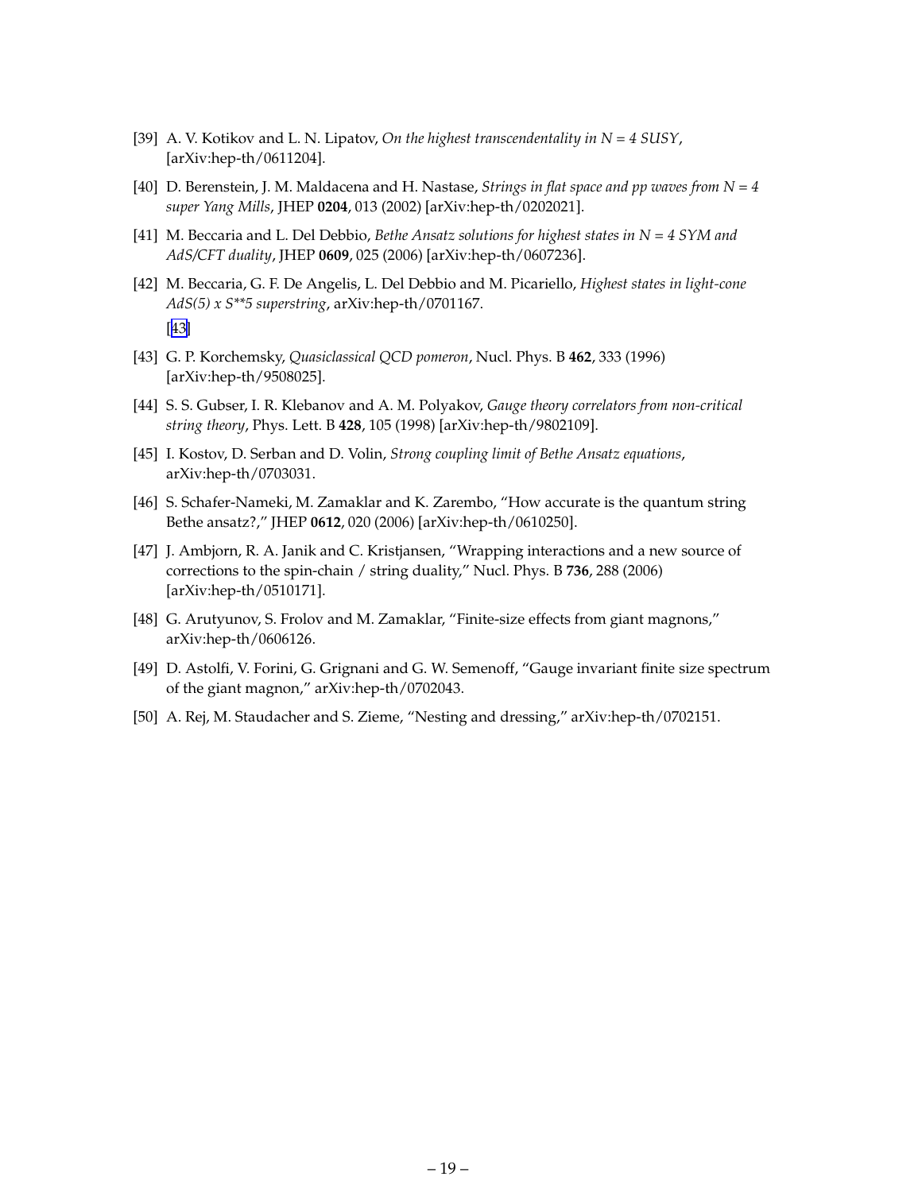[39] A. V. Kotikov and L. N. Lipatov, *On the highest transcendentality in N = 4 SUSY*, [arXiv:hep-th/0611204].

[40] D. Berenstein, J. M. Maldacena and H. Nastase, *Strings in flat space and pp waves from N = 4 super Yang Mills*, JHEP **0204**, 013 (2002) [arXiv:hep-th/0202021].

[41] M. Beccaria and L. Del Debbio, *Bethe Ansatz solutions for highest states in N = 4 SYM and AdS/CFT duality*, JHEP **0609**, 025 (2006) [arXiv:hep-th/0607236].

[42] M. Beccaria, G. F. De Angelis, L. Del Debbio and M. Picariello, *Highest states in light-cone AdS(5) x S**5 superstring*, arXiv:hep-th/0701167.
[43]

[43] G. P. Korchemsky, *Quasiclassical QCD pomeron*, Nucl. Phys. B **462**, 333 (1996) [arXiv:hep-th/9508025].

[44] S. S. Gubser, I. R. Klebanov and A. M. Polyakov, *Gauge theory correlators from non-critical string theory*, Phys. Lett. B **428**, 105 (1998) [arXiv:hep-th/9802109].

[45] I. Kostov, D. Serban and D. Volin, *Strong coupling limit of Bethe Ansatz equations*, arXiv:hep-th/0703031.

[46] S. Schafer-Nameki, M. Zamaklar and K. Zarembo, "How accurate is the quantum string Bethe ansatz?," JHEP **0612**, 020 (2006) [arXiv:hep-th/0610250].

[47] J. Ambjorn, R. A. Janik and C. Kristjansen, "Wrapping interactions and a new source of corrections to the spin-chain / string duality," Nucl. Phys. B **736**, 288 (2006) [arXiv:hep-th/0510171].

[48] G. Arutyunov, S. Frolov and M. Zamaklar, "Finite-size effects from giant magnons," arXiv:hep-th/0606126.

[49] D. Astolfi, V. Forini, G. Grignani and G. W. Semenoff, "Gauge invariant finite size spectrum of the giant magnon," arXiv:hep-th/0702043.

[50] A. Rej, M. Staudacher and S. Zieme, "Nesting and dressing," arXiv:hep-th/0702151.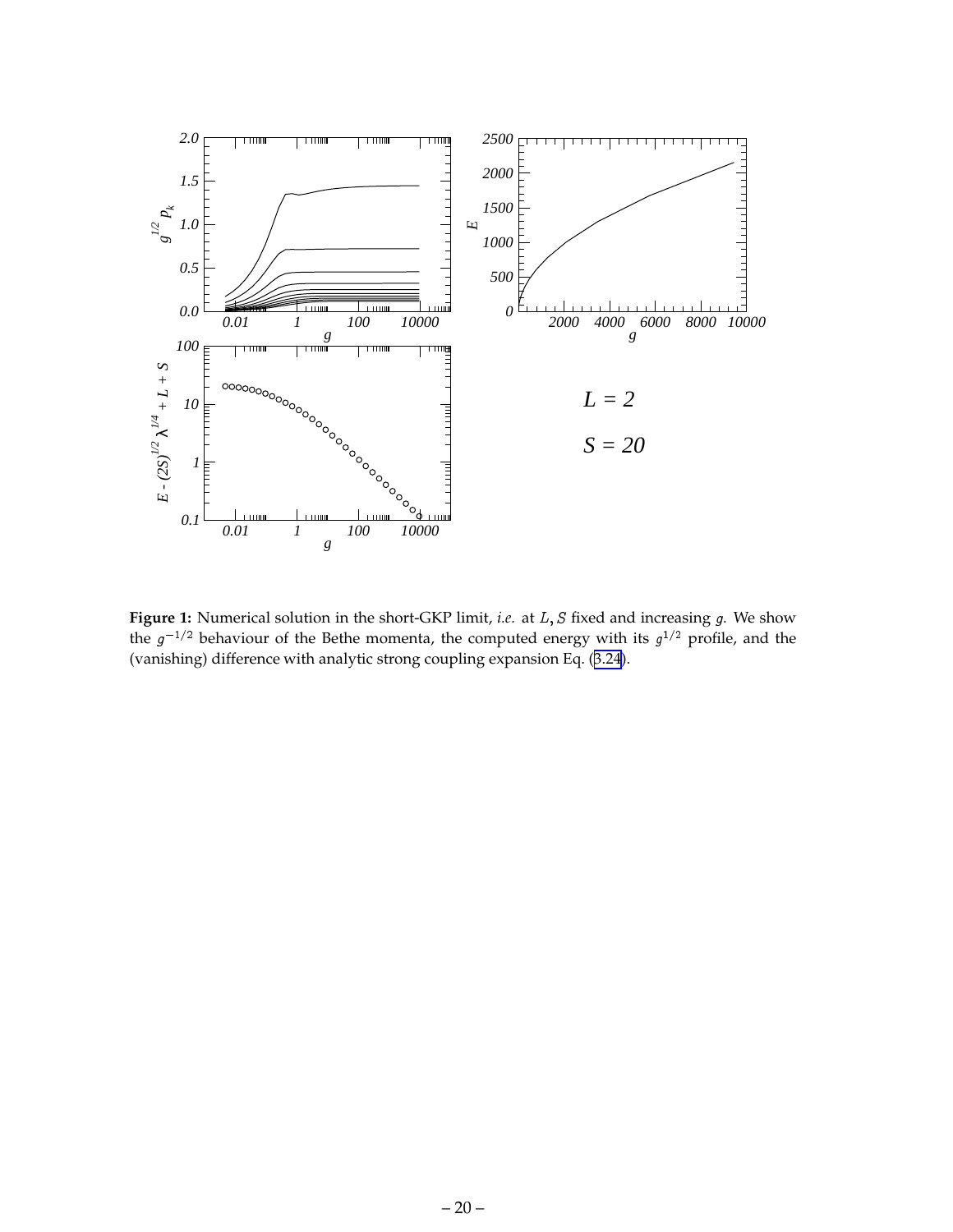**Figure 1:** Numerical solution in the short-GKP limit, *i.e.* at $L, S$ fixed and increasing $g$. We show the $g^{-1/2}$ behaviour of the Bethe momenta, the computed energy with its $g^{1/2}$ profile, and the (vanishing) difference with analytic strong coupling expansion Eq. (3.24).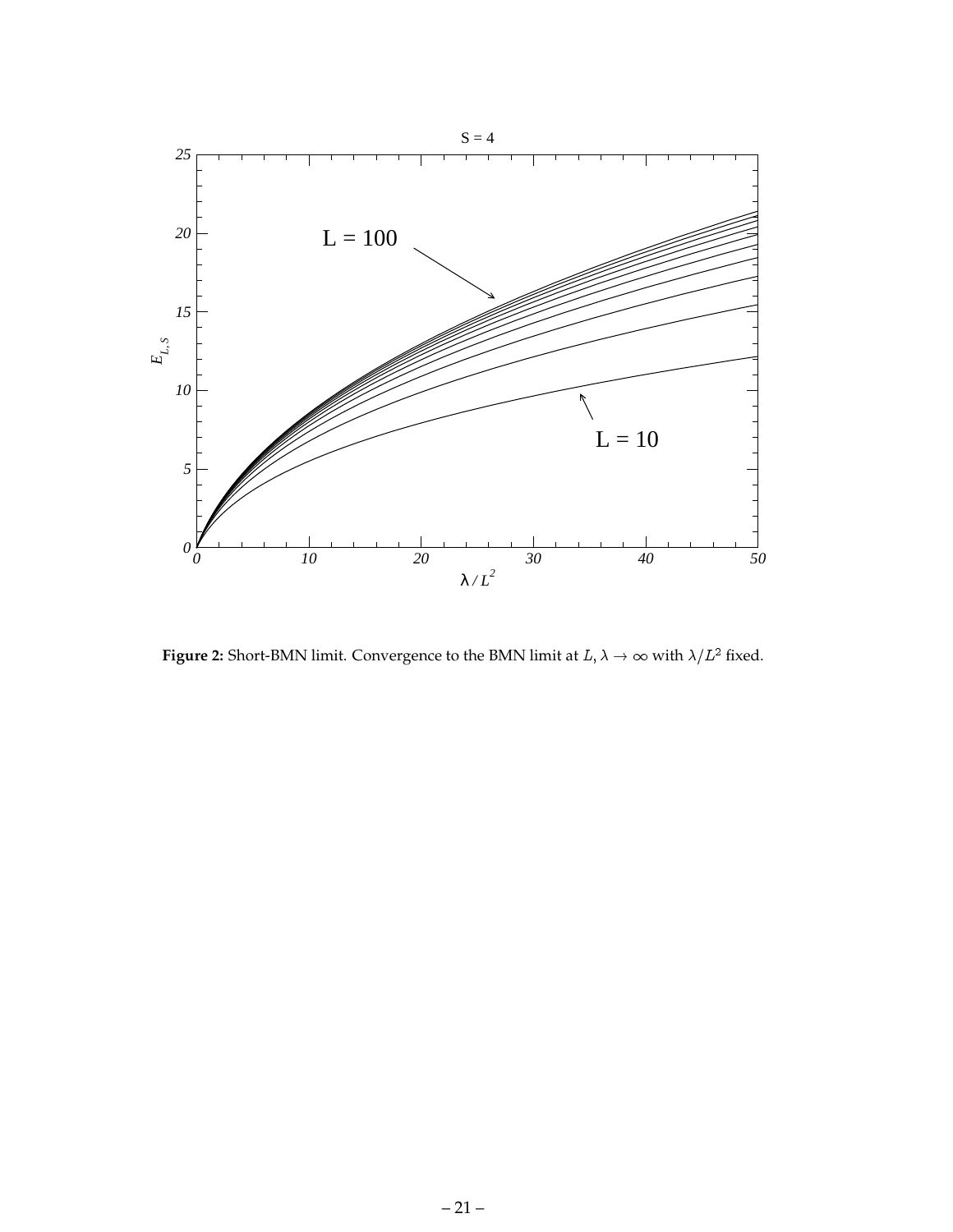**Figure 2:** Short-BMN limit. Convergence to the BMN limit at $L, \lambda \to \infty$ with $\lambda/L^2$ fixed.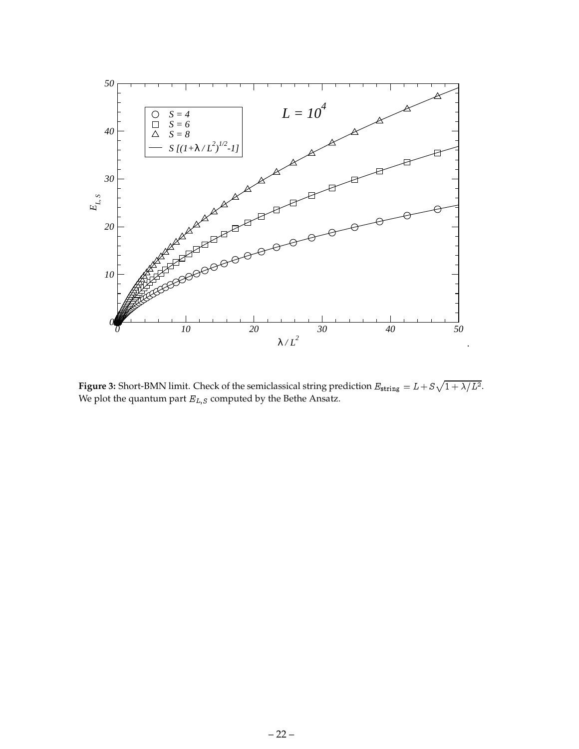**Figure 3:** Short-BMN limit. Check of the semiclassical string prediction $E_{\tt string} = L + S\sqrt{1+\lambda/L^2}$. We plot the quantum part $E_{L,S}$ computed by the Bethe Ansatz.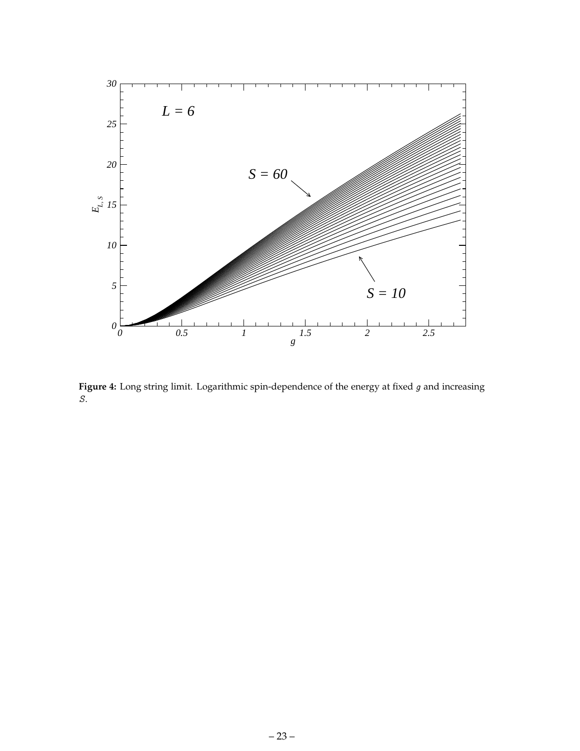**Figure 4:** Long string limit. Logarithmic spin-dependence of the energy at fixed $g$ and increasing $S$.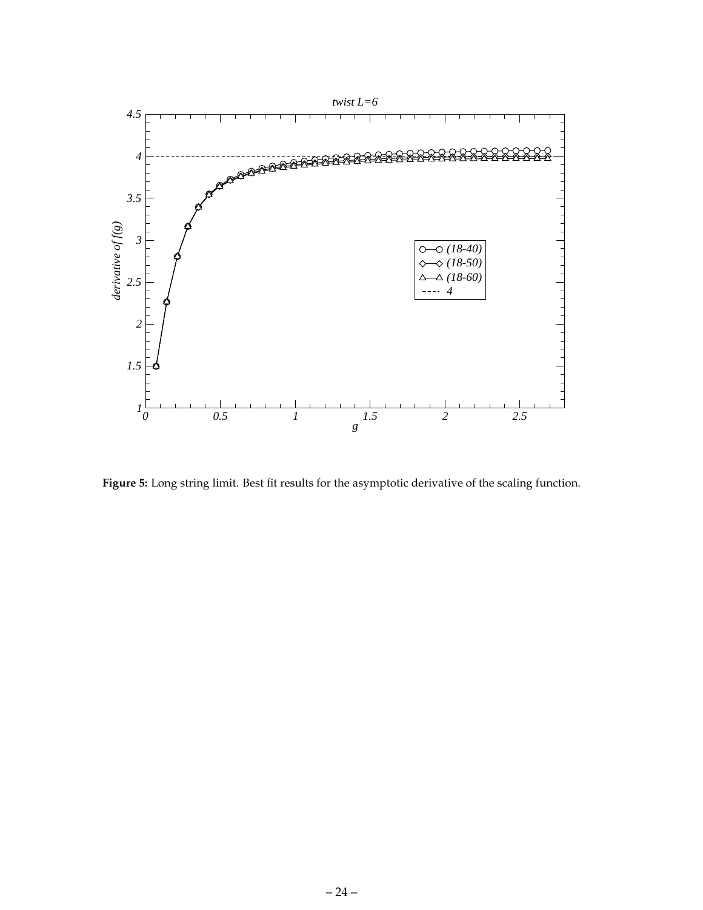twist L=6

4.5
4
3.5
3
2.5
2
1.5
1

derivative of f(g)

0
0.5
1
1.5
2
2.5

g

(18-40)
(18-50)
(18-60)
4

**Figure 5:** Long string limit. Best fit results for the asymptotic derivative of the scaling function.